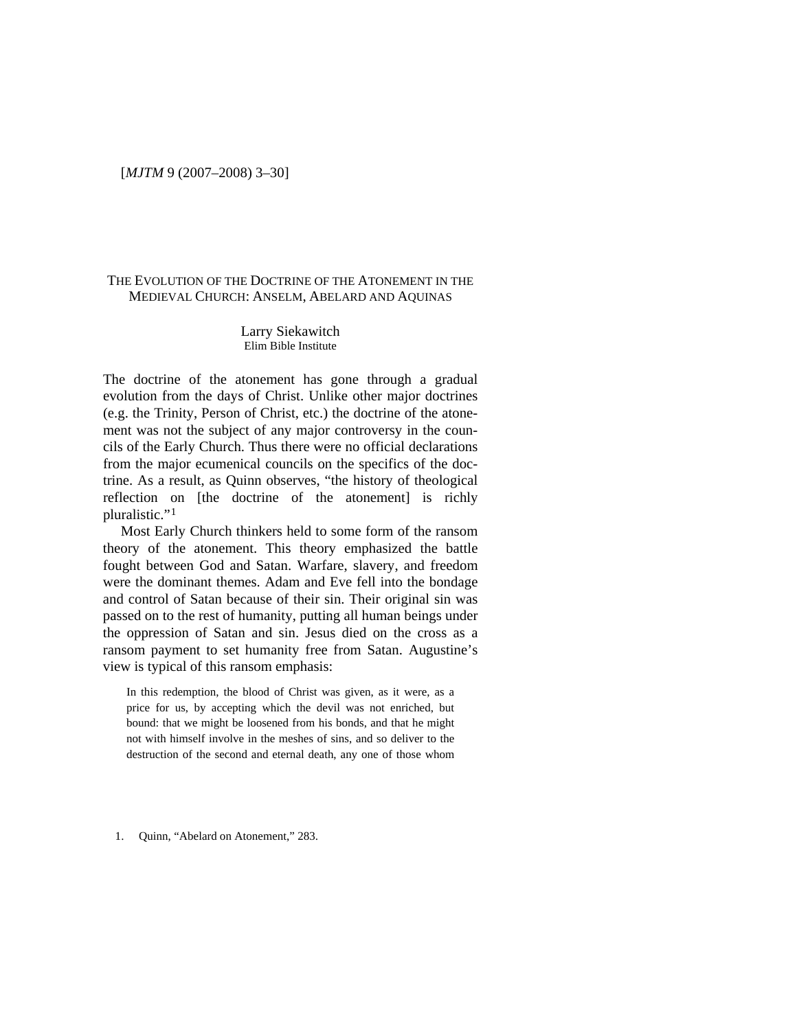# THE EVOLUTION OF THE DOCTRINE OF THE ATONEMENT IN THE MEDIEVAL CHURCH: ANSELM, ABELARD AND AQUINAS

Larry Siekawitch
Elim Bible Institute

The doctrine of the atonement has gone through a gradual evolution from the days of Christ. Unlike other major doctrines (e.g. the Trinity, Person of Christ, etc.) the doctrine of the atonement was not the subject of any major controversy in the councils of the Early Church. Thus there were no official declarations from the major ecumenical councils on the specifics of the doctrine. As a result, as Quinn observes, "the history of theological reflection on [the doctrine of the atonement] is richly pluralistic."[1]

Most Early Church thinkers held to some form of the ransom theory of the atonement. This theory emphasized the battle fought between God and Satan. Warfare, slavery, and freedom were the dominant themes. Adam and Eve fell into the bondage and control of Satan because of their sin. Their original sin was passed on to the rest of humanity, putting all human beings under the oppression of Satan and sin. Jesus died on the cross as a ransom payment to set humanity free from Satan. Augustine's view is typical of this ransom emphasis:

> In this redemption, the blood of Christ was given, as it were, as a price for us, by accepting which the devil was not enriched, but bound: that we might be loosened from his bonds, and that he might not with himself involve in the meshes of sins, and so deliver to the destruction of the second and eternal death, any one of those whom

1. Quinn, "Abelard on Atonement," 283.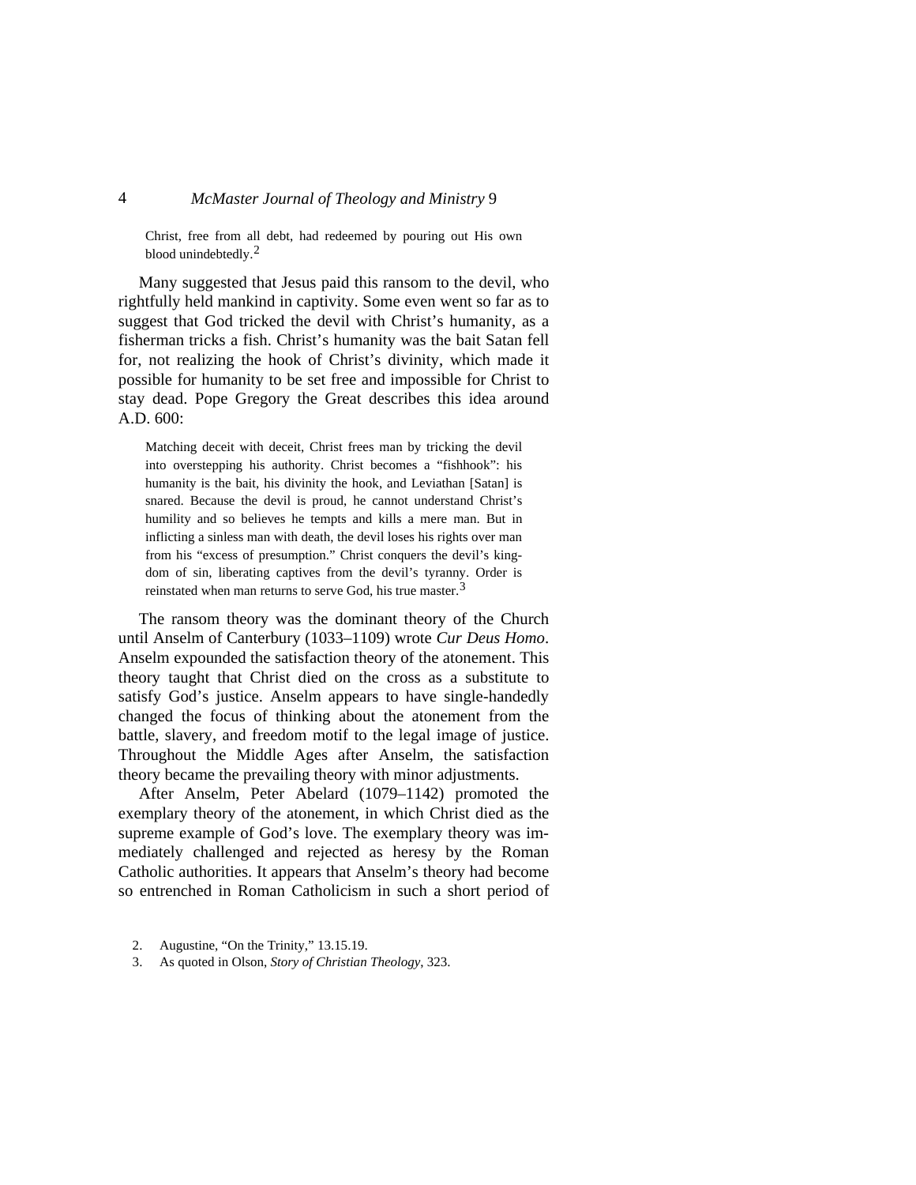> Christ, free from all debt, had redeemed by pouring out His own blood unindebtedly.[2]

Many suggested that Jesus paid this ransom to the devil, who rightfully held mankind in captivity. Some even went so far as to suggest that God tricked the devil with Christ's humanity, as a fisherman tricks a fish. Christ's humanity was the bait Satan fell for, not realizing the hook of Christ's divinity, which made it possible for humanity to be set free and impossible for Christ to stay dead. Pope Gregory the Great describes this idea around A.D. 600:

> Matching deceit with deceit, Christ frees man by tricking the devil into overstepping his authority. Christ becomes a "fishhook": his humanity is the bait, his divinity the hook, and Leviathan [Satan] is snared. Because the devil is proud, he cannot understand Christ's humility and so believes he tempts and kills a mere man. But in inflicting a sinless man with death, the devil loses his rights over man from his "excess of presumption." Christ conquers the devil's kingdom of sin, liberating captives from the devil's tyranny. Order is reinstated when man returns to serve God, his true master.[3]

The ransom theory was the dominant theory of the Church until Anselm of Canterbury (1033–1109) wrote *Cur Deus Homo*. Anselm expounded the satisfaction theory of the atonement. This theory taught that Christ died on the cross as a substitute to satisfy God's justice. Anselm appears to have single-handedly changed the focus of thinking about the atonement from the battle, slavery, and freedom motif to the legal image of justice. Throughout the Middle Ages after Anselm, the satisfaction theory became the prevailing theory with minor adjustments.

After Anselm, Peter Abelard (1079–1142) promoted the exemplary theory of the atonement, in which Christ died as the supreme example of God's love. The exemplary theory was immediately challenged and rejected as heresy by the Roman Catholic authorities. It appears that Anselm's theory had become so entrenched in Roman Catholicism in such a short period of

2. Augustine, "On the Trinity," 13.15.19.
3. As quoted in Olson, *Story of Christian Theology*, 323.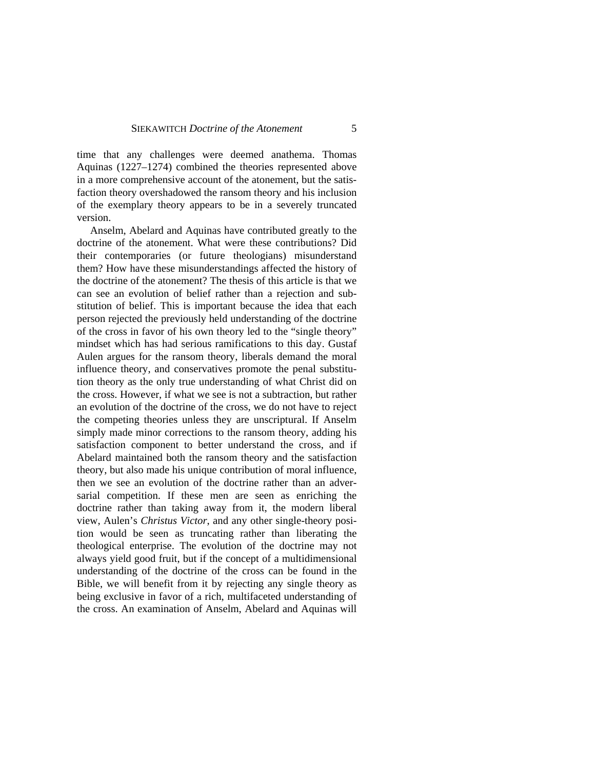time that any challenges were deemed anathema. Thomas Aquinas (1227–1274) combined the theories represented above in a more comprehensive account of the atonement, but the satisfaction theory overshadowed the ransom theory and his inclusion of the exemplary theory appears to be in a severely truncated version.

Anselm, Abelard and Aquinas have contributed greatly to the doctrine of the atonement. What were these contributions? Did their contemporaries (or future theologians) misunderstand them? How have these misunderstandings affected the history of the doctrine of the atonement? The thesis of this article is that we can see an evolution of belief rather than a rejection and substitution of belief. This is important because the idea that each person rejected the previously held understanding of the doctrine of the cross in favor of his own theory led to the "single theory" mindset which has had serious ramifications to this day. Gustaf Aulen argues for the ransom theory, liberals demand the moral influence theory, and conservatives promote the penal substitution theory as the only true understanding of what Christ did on the cross. However, if what we see is not a subtraction, but rather an evolution of the doctrine of the cross, we do not have to reject the competing theories unless they are unscriptural. If Anselm simply made minor corrections to the ransom theory, adding his satisfaction component to better understand the cross, and if Abelard maintained both the ransom theory and the satisfaction theory, but also made his unique contribution of moral influence, then we see an evolution of the doctrine rather than an adversarial competition. If these men are seen as enriching the doctrine rather than taking away from it, the modern liberal view, Aulen's *Christus Victor*, and any other single-theory position would be seen as truncating rather than liberating the theological enterprise. The evolution of the doctrine may not always yield good fruit, but if the concept of a multidimensional understanding of the doctrine of the cross can be found in the Bible, we will benefit from it by rejecting any single theory as being exclusive in favor of a rich, multifaceted understanding of the cross. An examination of Anselm, Abelard and Aquinas will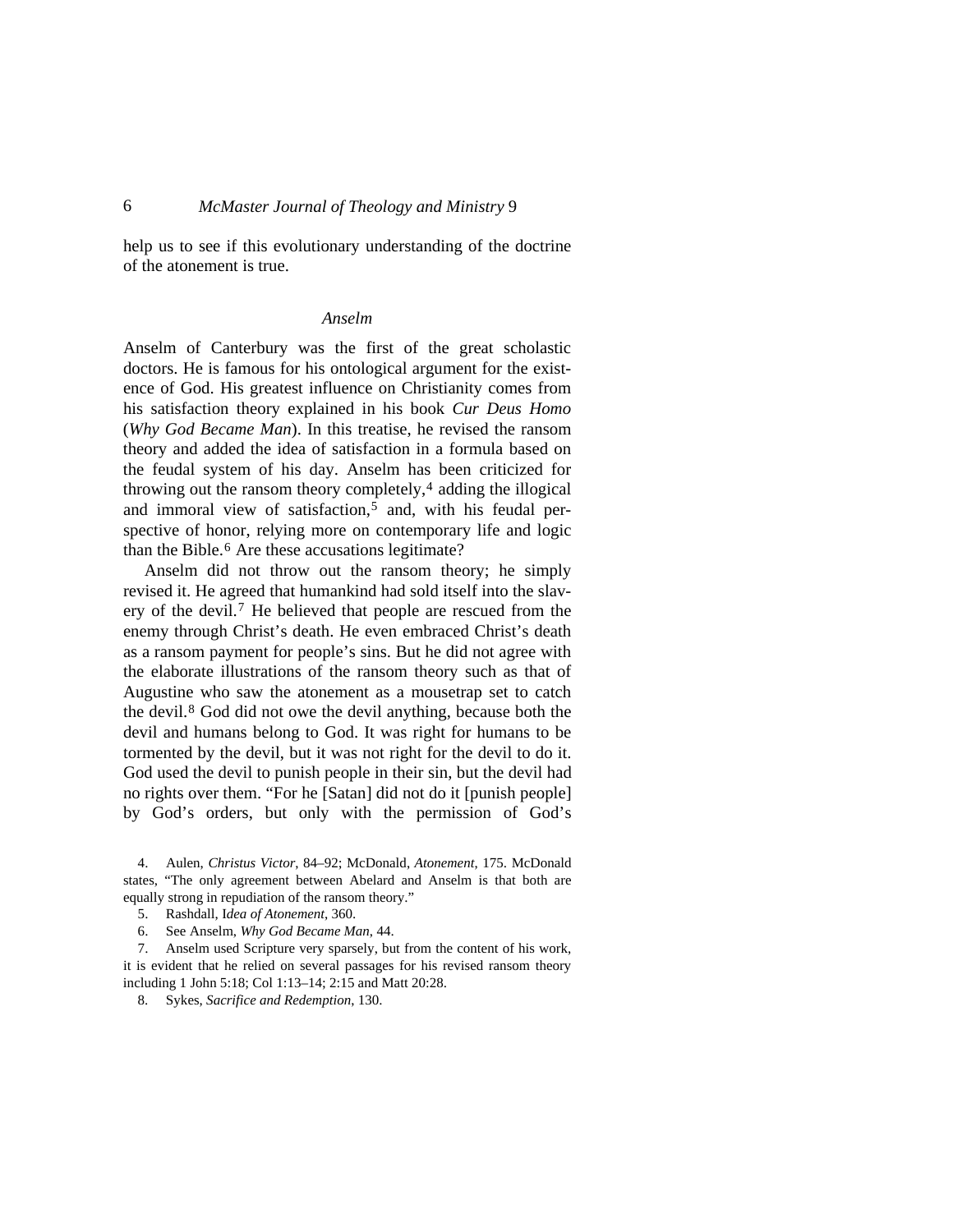help us to see if this evolutionary understanding of the doctrine of the atonement is true.

### *Anselm*

Anselm of Canterbury was the first of the great scholastic doctors. He is famous for his ontological argument for the existence of God. His greatest influence on Christianity comes from his satisfaction theory explained in his book *Cur Deus Homo* (*Why God Became Man*). In this treatise, he revised the ransom theory and added the idea of satisfaction in a formula based on the feudal system of his day. Anselm has been criticized for throwing out the ransom theory completely,[4] adding the illogical and immoral view of satisfaction,[5] and, with his feudal perspective of honor, relying more on contemporary life and logic than the Bible.[6] Are these accusations legitimate?

Anselm did not throw out the ransom theory; he simply revised it. He agreed that humankind had sold itself into the slavery of the devil.[7] He believed that people are rescued from the enemy through Christ's death. He even embraced Christ's death as a ransom payment for people's sins. But he did not agree with the elaborate illustrations of the ransom theory such as that of Augustine who saw the atonement as a mousetrap set to catch the devil.[8] God did not owe the devil anything, because both the devil and humans belong to God. It was right for humans to be tormented by the devil, but it was not right for the devil to do it. God used the devil to punish people in their sin, but the devil had no rights over them. "For he [Satan] did not do it [punish people] by God's orders, but only with the permission of God's

4. Aulen, *Christus Victor*, 84–92; McDonald, *Atonement*, 175. McDonald states, "The only agreement between Abelard and Anselm is that both are equally strong in repudiation of the ransom theory."

5. Rashdall, I*dea of Atonement*, 360.

6. See Anselm, *Why God Became Man*, 44.

7. Anselm used Scripture very sparsely, but from the content of his work, it is evident that he relied on several passages for his revised ransom theory including 1 John 5:18; Col 1:13–14; 2:15 and Matt 20:28.

8. Sykes, *Sacrifice and Redemption*, 130.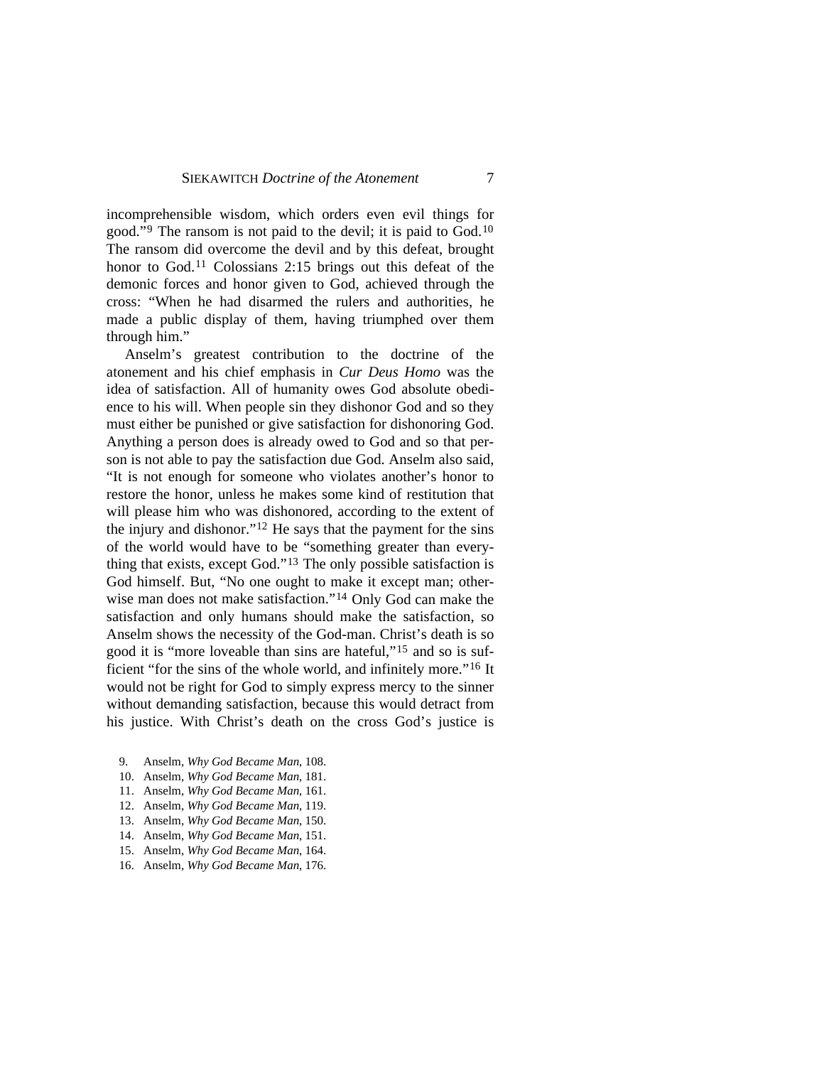incomprehensible wisdom, which orders even evil things for good."[9] The ransom is not paid to the devil; it is paid to God.[10] The ransom did overcome the devil and by this defeat, brought honor to God.[11] Colossians 2:15 brings out this defeat of the demonic forces and honor given to God, achieved through the cross: "When he had disarmed the rulers and authorities, he made a public display of them, having triumphed over them through him."

Anselm's greatest contribution to the doctrine of the atonement and his chief emphasis in *Cur Deus Homo* was the idea of satisfaction. All of humanity owes God absolute obedience to his will. When people sin they dishonor God and so they must either be punished or give satisfaction for dishonoring God. Anything a person does is already owed to God and so that person is not able to pay the satisfaction due God. Anselm also said, "It is not enough for someone who violates another's honor to restore the honor, unless he makes some kind of restitution that will please him who was dishonored, according to the extent of the injury and dishonor."[12] He says that the payment for the sins of the world would have to be "something greater than everything that exists, except God."[13] The only possible satisfaction is God himself. But, "No one ought to make it except man; otherwise man does not make satisfaction."[14] Only God can make the satisfaction and only humans should make the satisfaction, so Anselm shows the necessity of the God-man. Christ's death is so good it is "more loveable than sins are hateful,"[15] and so is sufficient "for the sins of the whole world, and infinitely more."[16] It would not be right for God to simply express mercy to the sinner without demanding satisfaction, because this would detract from his justice. With Christ's death on the cross God's justice is

9. Anselm, *Why God Became Man*, 108.
10. Anselm, *Why God Became Man*, 181.
11. Anselm, *Why God Became Man*, 161.
12. Anselm, *Why God Became Man*, 119.
13. Anselm, *Why God Became Man*, 150.
14. Anselm, *Why God Became Man*, 151.
15. Anselm, *Why God Became Man*, 164.
16. Anselm, *Why God Became Man*, 176.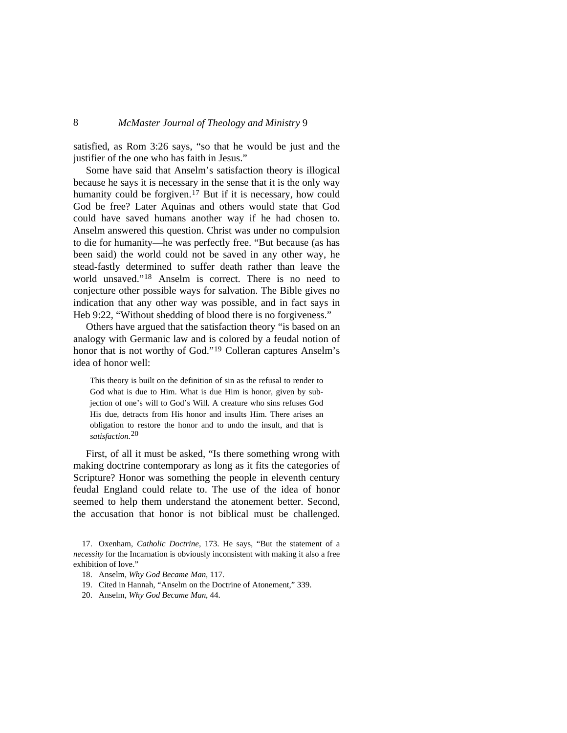satisfied, as Rom 3:26 says, "so that he would be just and the justifier of the one who has faith in Jesus."

Some have said that Anselm's satisfaction theory is illogical because he says it is necessary in the sense that it is the only way humanity could be forgiven.[17] But if it is necessary, how could God be free? Later Aquinas and others would state that God could have saved humans another way if he had chosen to. Anselm answered this question. Christ was under no compulsion to die for humanity—he was perfectly free. "But because (as has been said) the world could not be saved in any other way, he stead-fastly determined to suffer death rather than leave the world unsaved."[18] Anselm is correct. There is no need to conjecture other possible ways for salvation. The Bible gives no indication that any other way was possible, and in fact says in Heb 9:22, "Without shedding of blood there is no forgiveness."

Others have argued that the satisfaction theory "is based on an analogy with Germanic law and is colored by a feudal notion of honor that is not worthy of God."[19] Colleran captures Anselm's idea of honor well:

> This theory is built on the definition of sin as the refusal to render to God what is due to Him. What is due Him is honor, given by subjection of one's will to God's Will. A creature who sins refuses God His due, detracts from His honor and insults Him. There arises an obligation to restore the honor and to undo the insult, and that is *satisfaction.*[20]

First, of all it must be asked, "Is there something wrong with making doctrine contemporary as long as it fits the categories of Scripture? Honor was something the people in eleventh century feudal England could relate to. The use of the idea of honor seemed to help them understand the atonement better. Second, the accusation that honor is not biblical must be challenged.

17. Oxenham, *Catholic Doctrine*, 173. He says, "But the statement of a *necessity* for the Incarnation is obviously inconsistent with making it also a free exhibition of love."

18. Anselm, *Why God Became Man*, 117.

19. Cited in Hannah, "Anselm on the Doctrine of Atonement," 339.

20. Anselm, *Why God Became Man*, 44.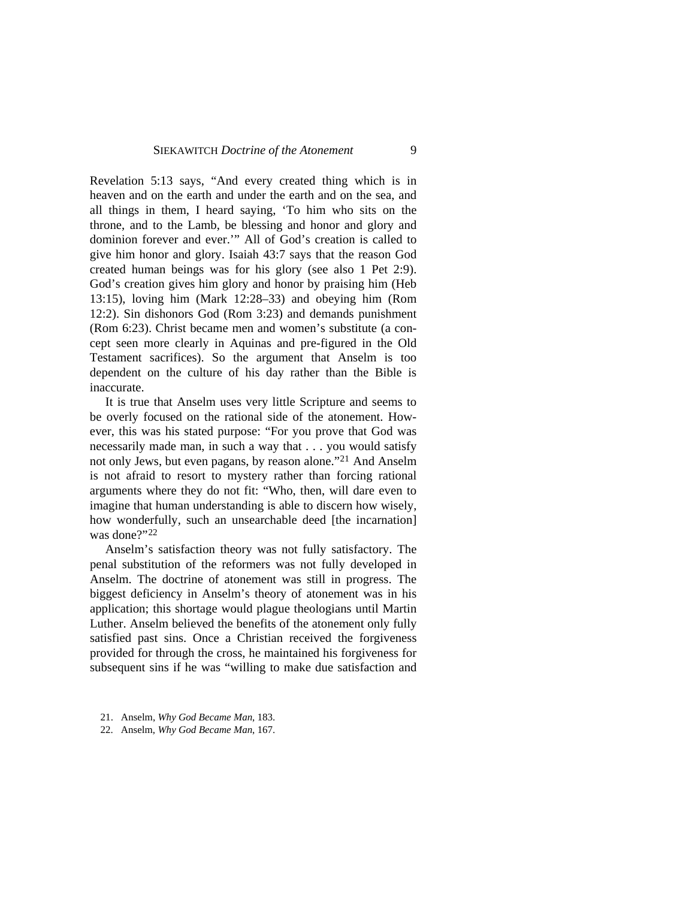Revelation 5:13 says, "And every created thing which is in heaven and on the earth and under the earth and on the sea, and all things in them, I heard saying, 'To him who sits on the throne, and to the Lamb, be blessing and honor and glory and dominion forever and ever.'" All of God's creation is called to give him honor and glory. Isaiah 43:7 says that the reason God created human beings was for his glory (see also 1 Pet 2:9). God's creation gives him glory and honor by praising him (Heb 13:15), loving him (Mark 12:28–33) and obeying him (Rom 12:2). Sin dishonors God (Rom 3:23) and demands punishment (Rom 6:23). Christ became men and women's substitute (a concept seen more clearly in Aquinas and pre-figured in the Old Testament sacrifices). So the argument that Anselm is too dependent on the culture of his day rather than the Bible is inaccurate.

It is true that Anselm uses very little Scripture and seems to be overly focused on the rational side of the atonement. However, this was his stated purpose: "For you prove that God was necessarily made man, in such a way that . . . you would satisfy not only Jews, but even pagans, by reason alone."[21] And Anselm is not afraid to resort to mystery rather than forcing rational arguments where they do not fit: "Who, then, will dare even to imagine that human understanding is able to discern how wisely, how wonderfully, such an unsearchable deed [the incarnation] was done?"[22]

Anselm's satisfaction theory was not fully satisfactory. The penal substitution of the reformers was not fully developed in Anselm. The doctrine of atonement was still in progress. The biggest deficiency in Anselm's theory of atonement was in his application; this shortage would plague theologians until Martin Luther. Anselm believed the benefits of the atonement only fully satisfied past sins. Once a Christian received the forgiveness provided for through the cross, he maintained his forgiveness for subsequent sins if he was "willing to make due satisfaction and

21. Anselm, *Why God Became Man*, 183.

22. Anselm, *Why God Became Man*, 167.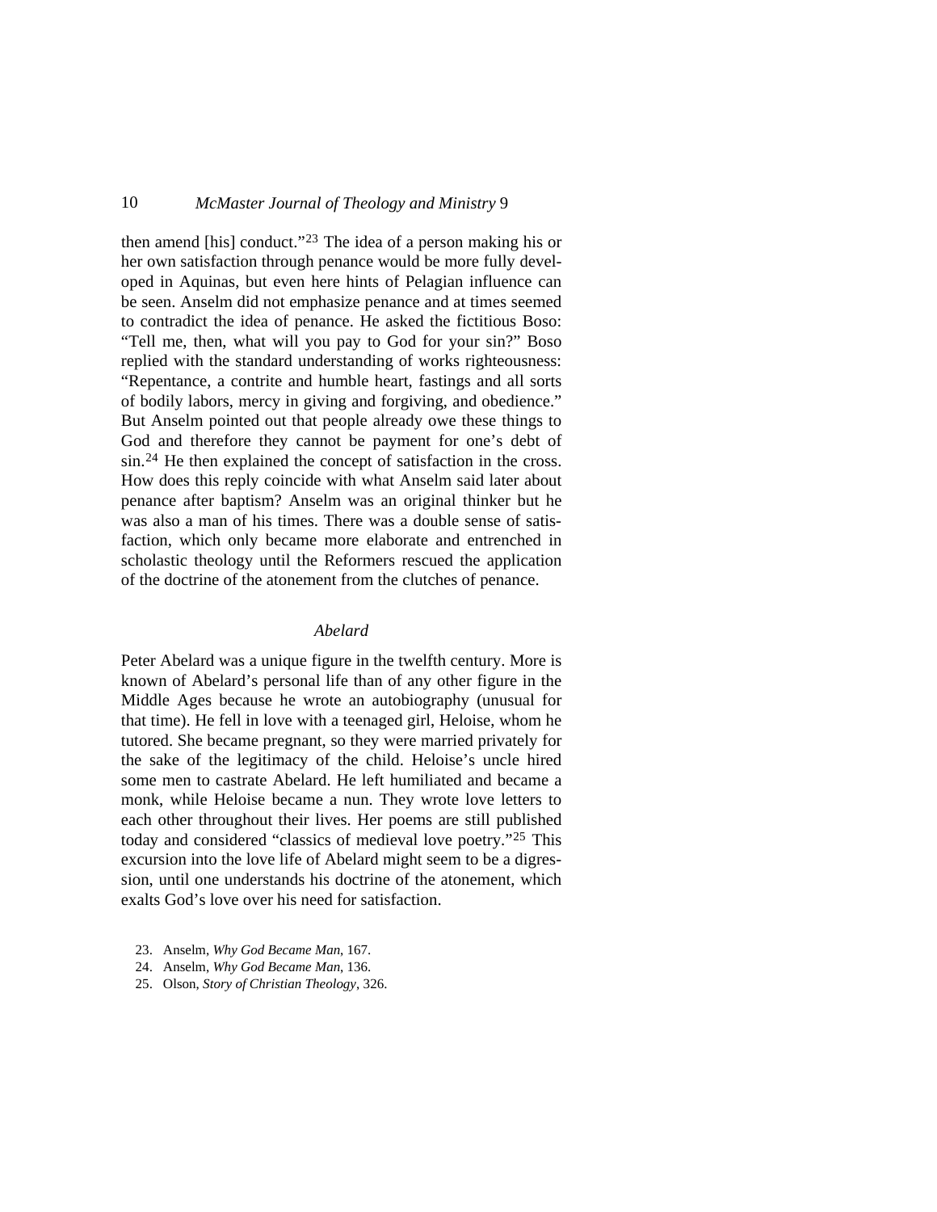then amend [his] conduct."[23] The idea of a person making his or her own satisfaction through penance would be more fully developed in Aquinas, but even here hints of Pelagian influence can be seen. Anselm did not emphasize penance and at times seemed to contradict the idea of penance. He asked the fictitious Boso: "Tell me, then, what will you pay to God for your sin?" Boso replied with the standard understanding of works righteousness: "Repentance, a contrite and humble heart, fastings and all sorts of bodily labors, mercy in giving and forgiving, and obedience." But Anselm pointed out that people already owe these things to God and therefore they cannot be payment for one's debt of sin.[24] He then explained the concept of satisfaction in the cross. How does this reply coincide with what Anselm said later about penance after baptism? Anselm was an original thinker but he was also a man of his times. There was a double sense of satisfaction, which only became more elaborate and entrenched in scholastic theology until the Reformers rescued the application of the doctrine of the atonement from the clutches of penance.

### *Abelard*

Peter Abelard was a unique figure in the twelfth century. More is known of Abelard's personal life than of any other figure in the Middle Ages because he wrote an autobiography (unusual for that time). He fell in love with a teenaged girl, Heloise, whom he tutored. She became pregnant, so they were married privately for the sake of the legitimacy of the child. Heloise's uncle hired some men to castrate Abelard. He left humiliated and became a monk, while Heloise became a nun. They wrote love letters to each other throughout their lives. Her poems are still published today and considered "classics of medieval love poetry."[25] This excursion into the love life of Abelard might seem to be a digression, until one understands his doctrine of the atonement, which exalts God's love over his need for satisfaction.

23. Anselm, *Why God Became Man*, 167.
24. Anselm, *Why God Became Man*, 136.
25. Olson, *Story of Christian Theology*, 326.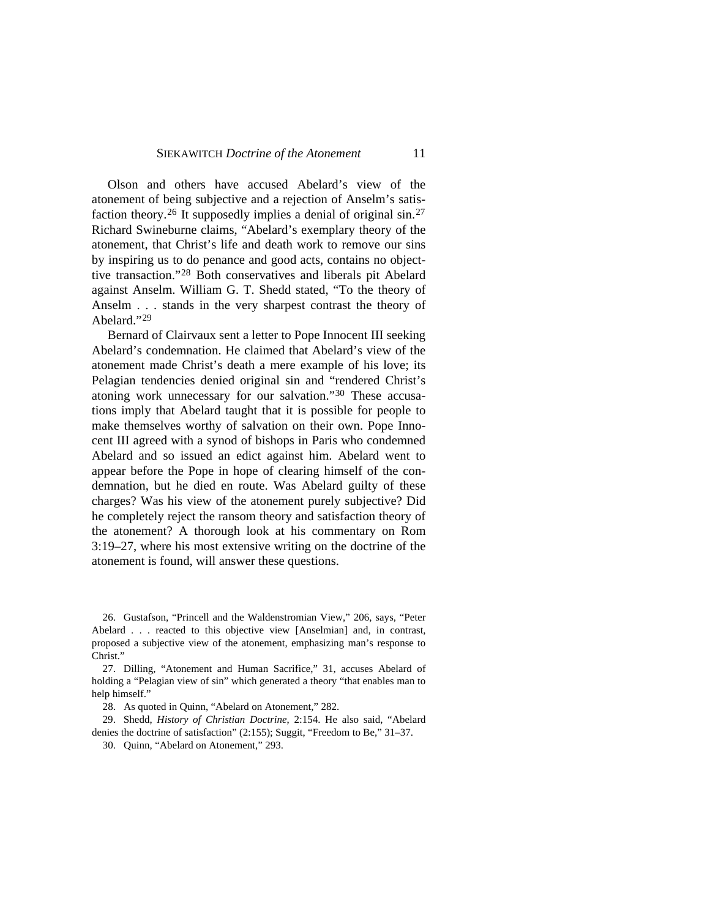Olson and others have accused Abelard's view of the atonement of being subjective and a rejection of Anselm's satisfaction theory.[26] It supposedly implies a denial of original sin.[27] Richard Swineburne claims, "Abelard's exemplary theory of the atonement, that Christ's life and death work to remove our sins by inspiring us to do penance and good acts, contains no objecttive transaction."[28] Both conservatives and liberals pit Abelard against Anselm. William G. T. Shedd stated, "To the theory of Anselm . . . stands in the very sharpest contrast the theory of Abelard."[29]

Bernard of Clairvaux sent a letter to Pope Innocent III seeking Abelard's condemnation. He claimed that Abelard's view of the atonement made Christ's death a mere example of his love; its Pelagian tendencies denied original sin and "rendered Christ's atoning work unnecessary for our salvation."[30] These accusations imply that Abelard taught that it is possible for people to make themselves worthy of salvation on their own. Pope Innocent III agreed with a synod of bishops in Paris who condemned Abelard and so issued an edict against him. Abelard went to appear before the Pope in hope of clearing himself of the condemnation, but he died en route. Was Abelard guilty of these charges? Was his view of the atonement purely subjective? Did he completely reject the ransom theory and satisfaction theory of the atonement? A thorough look at his commentary on Rom 3:19–27, where his most extensive writing on the doctrine of the atonement is found, will answer these questions.

26. Gustafson, "Princell and the Waldenstromian View," 206, says, "Peter Abelard . . . reacted to this objective view [Anselmian] and, in contrast, proposed a subjective view of the atonement, emphasizing man's response to Christ."

27. Dilling, "Atonement and Human Sacrifice," 31, accuses Abelard of holding a "Pelagian view of sin" which generated a theory "that enables man to help himself."

28. As quoted in Quinn, "Abelard on Atonement," 282.

29. Shedd, *History of Christian Doctrine*, 2:154. He also said, "Abelard denies the doctrine of satisfaction" (2:155); Suggit, "Freedom to Be," 31–37.

30. Quinn, "Abelard on Atonement," 293.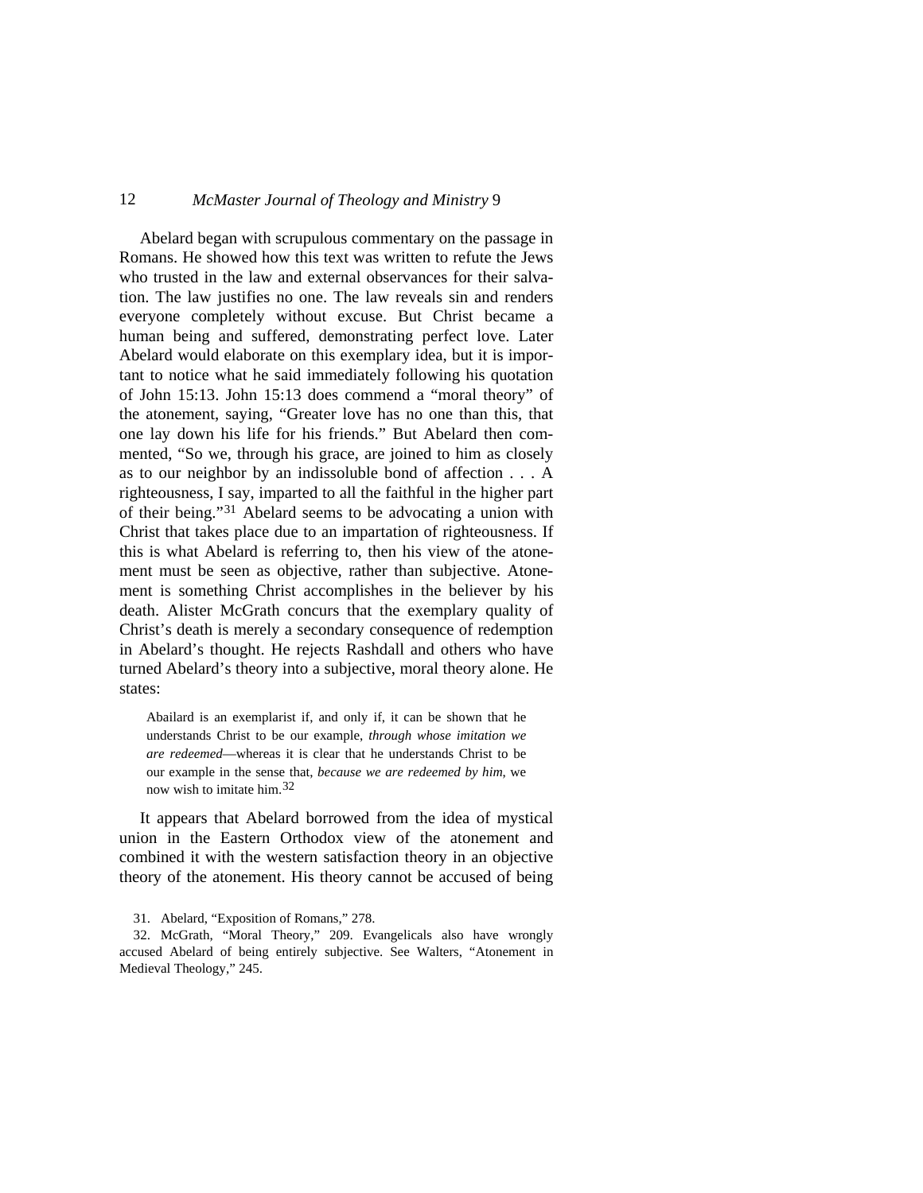Abelard began with scrupulous commentary on the passage in Romans. He showed how this text was written to refute the Jews who trusted in the law and external observances for their salvation. The law justifies no one. The law reveals sin and renders everyone completely without excuse. But Christ became a human being and suffered, demonstrating perfect love. Later Abelard would elaborate on this exemplary idea, but it is important to notice what he said immediately following his quotation of John 15:13. John 15:13 does commend a "moral theory" of the atonement, saying, "Greater love has no one than this, that one lay down his life for his friends." But Abelard then commented, "So we, through his grace, are joined to him as closely as to our neighbor by an indissoluble bond of affection . . . A righteousness, I say, imparted to all the faithful in the higher part of their being."[31] Abelard seems to be advocating a union with Christ that takes place due to an impartation of righteousness. If this is what Abelard is referring to, then his view of the atonement must be seen as objective, rather than subjective. Atonement is something Christ accomplishes in the believer by his death. Alister McGrath concurs that the exemplary quality of Christ's death is merely a secondary consequence of redemption in Abelard's thought. He rejects Rashdall and others who have turned Abelard's theory into a subjective, moral theory alone. He states:

> Abailard is an exemplarist if, and only if, it can be shown that he understands Christ to be our example, *through whose imitation we are redeemed*—whereas it is clear that he understands Christ to be our example in the sense that, *because we are redeemed by him*, we now wish to imitate him.[32]

It appears that Abelard borrowed from the idea of mystical union in the Eastern Orthodox view of the atonement and combined it with the western satisfaction theory in an objective theory of the atonement. His theory cannot be accused of being

31. Abelard, "Exposition of Romans," 278.

32. McGrath, "Moral Theory," 209. Evangelicals also have wrongly accused Abelard of being entirely subjective. See Walters, "Atonement in Medieval Theology," 245.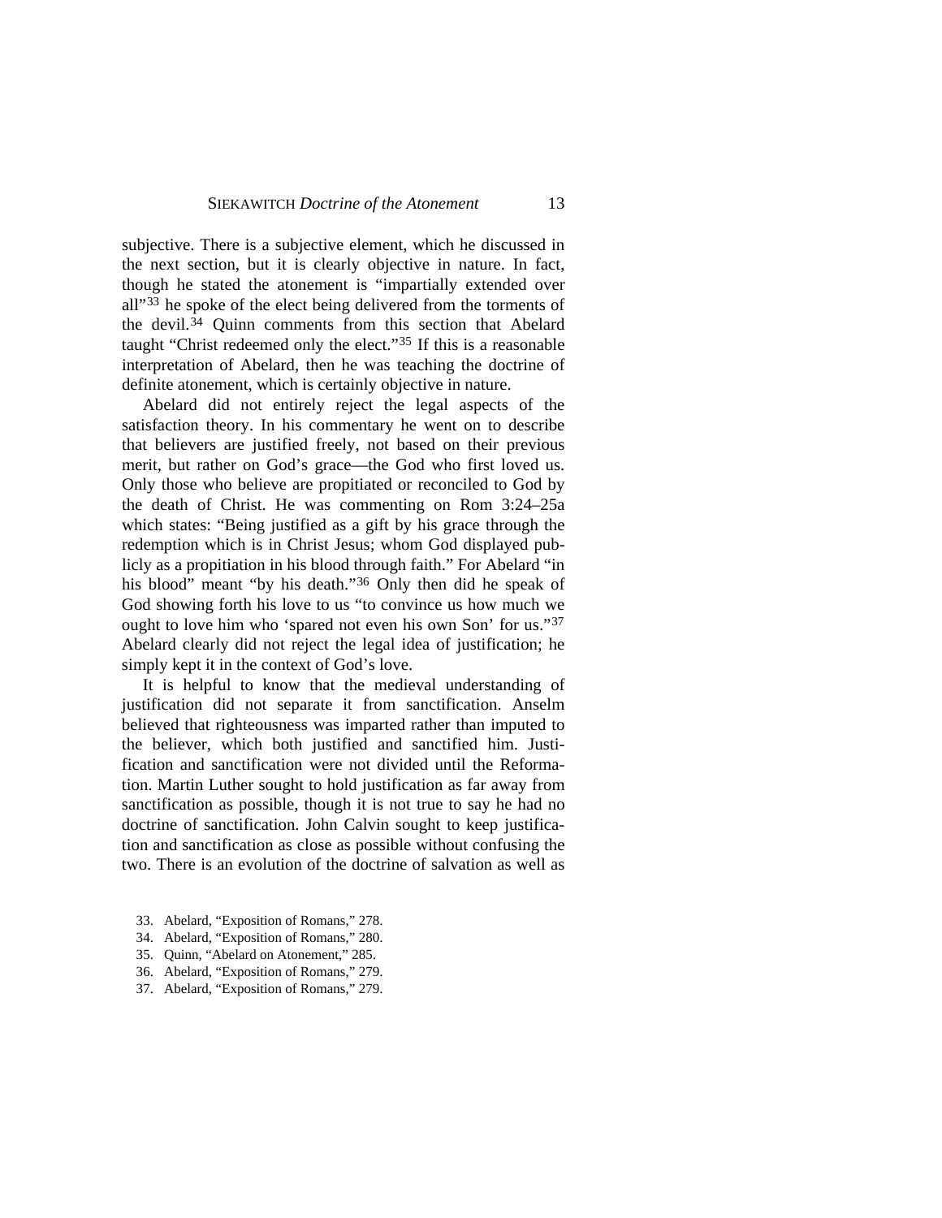subjective. There is a subjective element, which he discussed in the next section, but it is clearly objective in nature. In fact, though he stated the atonement is "impartially extended over all"[33] he spoke of the elect being delivered from the torments of the devil.[34] Quinn comments from this section that Abelard taught "Christ redeemed only the elect."[35] If this is a reasonable interpretation of Abelard, then he was teaching the doctrine of definite atonement, which is certainly objective in nature.

Abelard did not entirely reject the legal aspects of the satisfaction theory. In his commentary he went on to describe that believers are justified freely, not based on their previous merit, but rather on God's grace—the God who first loved us. Only those who believe are propitiated or reconciled to God by the death of Christ. He was commenting on Rom 3:24–25a which states: "Being justified as a gift by his grace through the redemption which is in Christ Jesus; whom God displayed publicly as a propitiation in his blood through faith." For Abelard "in his blood" meant "by his death."[36] Only then did he speak of God showing forth his love to us "to convince us how much we ought to love him who 'spared not even his own Son' for us."[37] Abelard clearly did not reject the legal idea of justification; he simply kept it in the context of God's love.

It is helpful to know that the medieval understanding of justification did not separate it from sanctification. Anselm believed that righteousness was imparted rather than imputed to the believer, which both justified and sanctified him. Justification and sanctification were not divided until the Reformation. Martin Luther sought to hold justification as far away from sanctification as possible, though it is not true to say he had no doctrine of sanctification. John Calvin sought to keep justification and sanctification as close as possible without confusing the two. There is an evolution of the doctrine of salvation as well as

33. Abelard, "Exposition of Romans," 278.
34. Abelard, "Exposition of Romans," 280.
35. Quinn, "Abelard on Atonement," 285.
36. Abelard, "Exposition of Romans," 279.
37. Abelard, "Exposition of Romans," 279.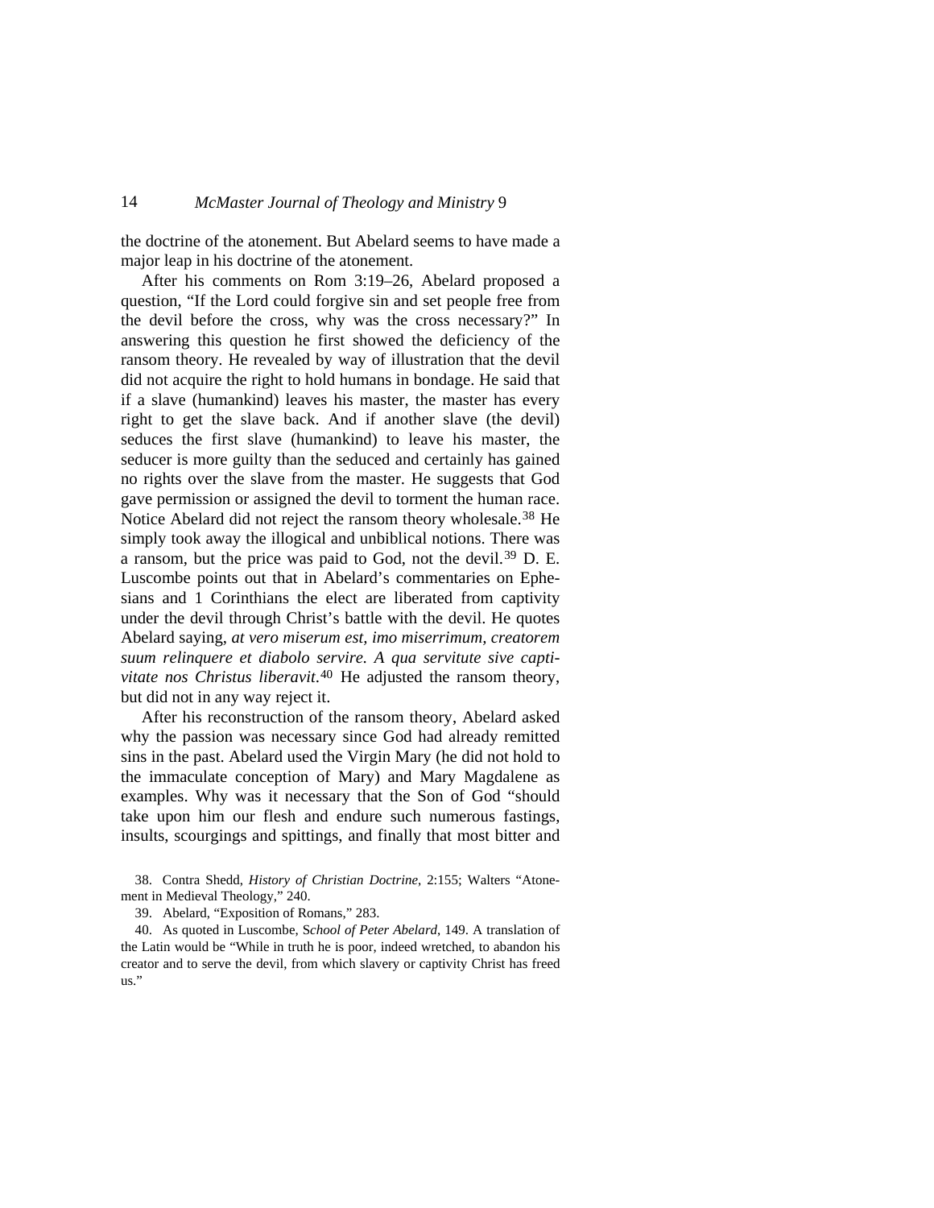the doctrine of the atonement. But Abelard seems to have made a major leap in his doctrine of the atonement.

After his comments on Rom 3:19–26, Abelard proposed a question, "If the Lord could forgive sin and set people free from the devil before the cross, why was the cross necessary?" In answering this question he first showed the deficiency of the ransom theory. He revealed by way of illustration that the devil did not acquire the right to hold humans in bondage. He said that if a slave (humankind) leaves his master, the master has every right to get the slave back. And if another slave (the devil) seduces the first slave (humankind) to leave his master, the seducer is more guilty than the seduced and certainly has gained no rights over the slave from the master. He suggests that God gave permission or assigned the devil to torment the human race. Notice Abelard did not reject the ransom theory wholesale.[38] He simply took away the illogical and unbiblical notions. There was a ransom, but the price was paid to God, not the devil.[39] D. E. Luscombe points out that in Abelard's commentaries on Ephesians and 1 Corinthians the elect are liberated from captivity under the devil through Christ's battle with the devil. He quotes Abelard saying, *at vero miserum est, imo miserrimum, creatorem suum relinquere et diabolo servire. A qua servitute sive captivitate nos Christus liberavit*.[40] He adjusted the ransom theory, but did not in any way reject it.

After his reconstruction of the ransom theory, Abelard asked why the passion was necessary since God had already remitted sins in the past. Abelard used the Virgin Mary (he did not hold to the immaculate conception of Mary) and Mary Magdalene as examples. Why was it necessary that the Son of God "should take upon him our flesh and endure such numerous fastings, insults, scourgings and spittings, and finally that most bitter and

38. Contra Shedd, *History of Christian Doctrine*, 2:155; Walters "Atonement in Medieval Theology," 240.

39. Abelard, "Exposition of Romans," 283.

40. As quoted in Luscombe, *School of Peter Abelard*, 149. A translation of the Latin would be "While in truth he is poor, indeed wretched, to abandon his creator and to serve the devil, from which slavery or captivity Christ has freed us."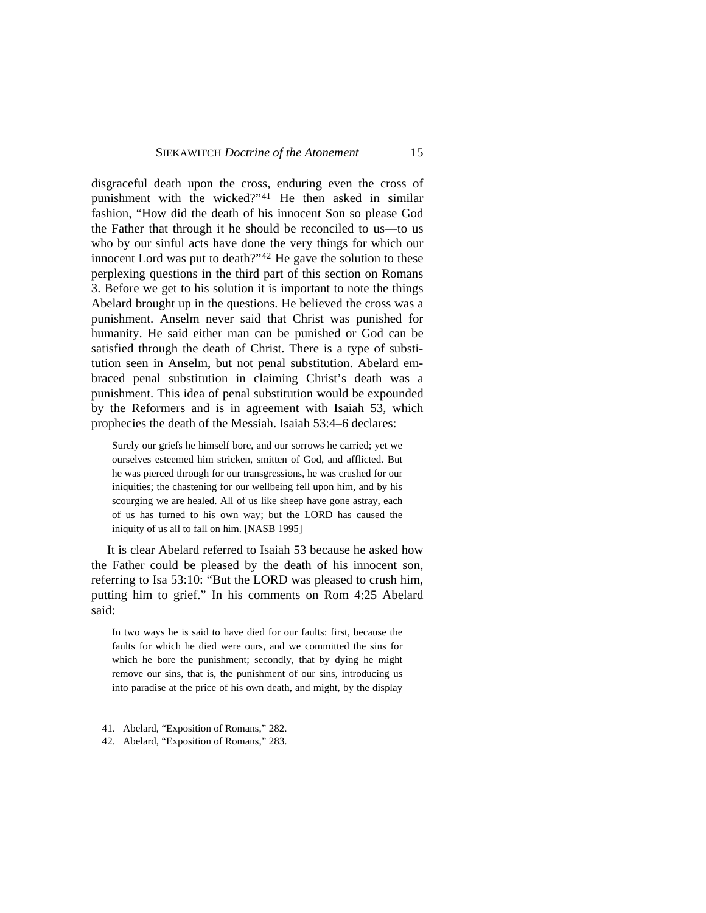disgraceful death upon the cross, enduring even the cross of punishment with the wicked?"[41] He then asked in similar fashion, "How did the death of his innocent Son so please God the Father that through it he should be reconciled to us—to us who by our sinful acts have done the very things for which our innocent Lord was put to death?"[42] He gave the solution to these perplexing questions in the third part of this section on Romans 3. Before we get to his solution it is important to note the things Abelard brought up in the questions. He believed the cross was a punishment. Anselm never said that Christ was punished for humanity. He said either man can be punished or God can be satisfied through the death of Christ. There is a type of substitution seen in Anselm, but not penal substitution. Abelard embraced penal substitution in claiming Christ's death was a punishment. This idea of penal substitution would be expounded by the Reformers and is in agreement with Isaiah 53, which prophecies the death of the Messiah. Isaiah 53:4–6 declares:

> Surely our griefs he himself bore, and our sorrows he carried; yet we ourselves esteemed him stricken, smitten of God, and afflicted. But he was pierced through for our transgressions, he was crushed for our iniquities; the chastening for our wellbeing fell upon him, and by his scourging we are healed. All of us like sheep have gone astray, each of us has turned to his own way; but the LORD has caused the iniquity of us all to fall on him. [NASB 1995]

It is clear Abelard referred to Isaiah 53 because he asked how the Father could be pleased by the death of his innocent son, referring to Isa 53:10: "But the LORD was pleased to crush him, putting him to grief." In his comments on Rom 4:25 Abelard said:

> In two ways he is said to have died for our faults: first, because the faults for which he died were ours, and we committed the sins for which he bore the punishment; secondly, that by dying he might remove our sins, that is, the punishment of our sins, introducing us into paradise at the price of his own death, and might, by the display

41. Abelard, "Exposition of Romans," 282.
42. Abelard, "Exposition of Romans," 283.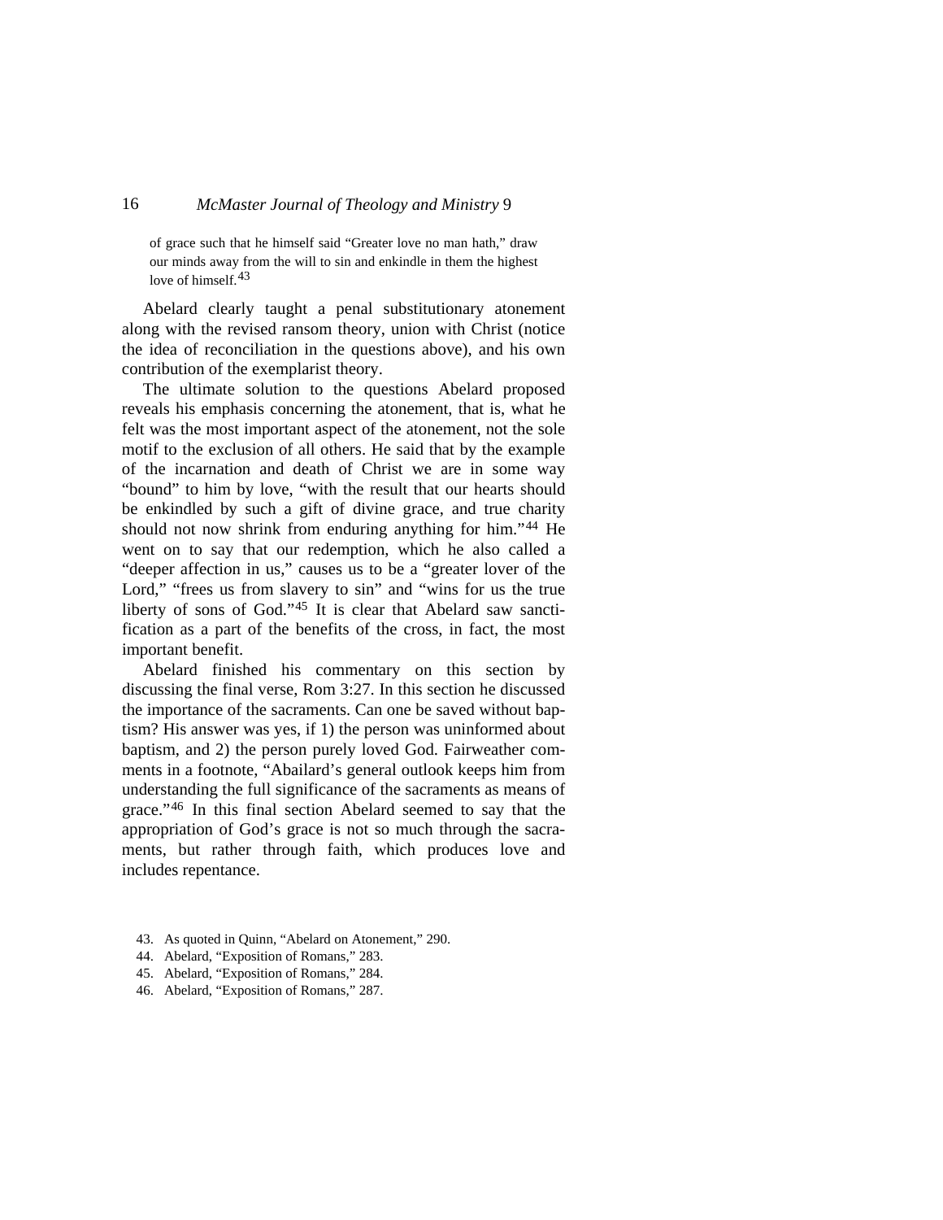> of grace such that he himself said "Greater love no man hath," draw our minds away from the will to sin and enkindle in them the highest love of himself.[43]

Abelard clearly taught a penal substitutionary atonement along with the revised ransom theory, union with Christ (notice the idea of reconciliation in the questions above), and his own contribution of the exemplarist theory.

The ultimate solution to the questions Abelard proposed reveals his emphasis concerning the atonement, that is, what he felt was the most important aspect of the atonement, not the sole motif to the exclusion of all others. He said that by the example of the incarnation and death of Christ we are in some way "bound" to him by love, "with the result that our hearts should be enkindled by such a gift of divine grace, and true charity should not now shrink from enduring anything for him."[44] He went on to say that our redemption, which he also called a "deeper affection in us," causes us to be a "greater lover of the Lord," "frees us from slavery to sin" and "wins for us the true liberty of sons of God."[45] It is clear that Abelard saw sanctification as a part of the benefits of the cross, in fact, the most important benefit.

Abelard finished his commentary on this section by discussing the final verse, Rom 3:27. In this section he discussed the importance of the sacraments. Can one be saved without baptism? His answer was yes, if 1) the person was uninformed about baptism, and 2) the person purely loved God. Fairweather comments in a footnote, "Abailard's general outlook keeps him from understanding the full significance of the sacraments as means of grace."[46] In this final section Abelard seemed to say that the appropriation of God's grace is not so much through the sacraments, but rather through faith, which produces love and includes repentance.

43. As quoted in Quinn, "Abelard on Atonement," 290.
44. Abelard, "Exposition of Romans," 283.
45. Abelard, "Exposition of Romans," 284.
46. Abelard, "Exposition of Romans," 287.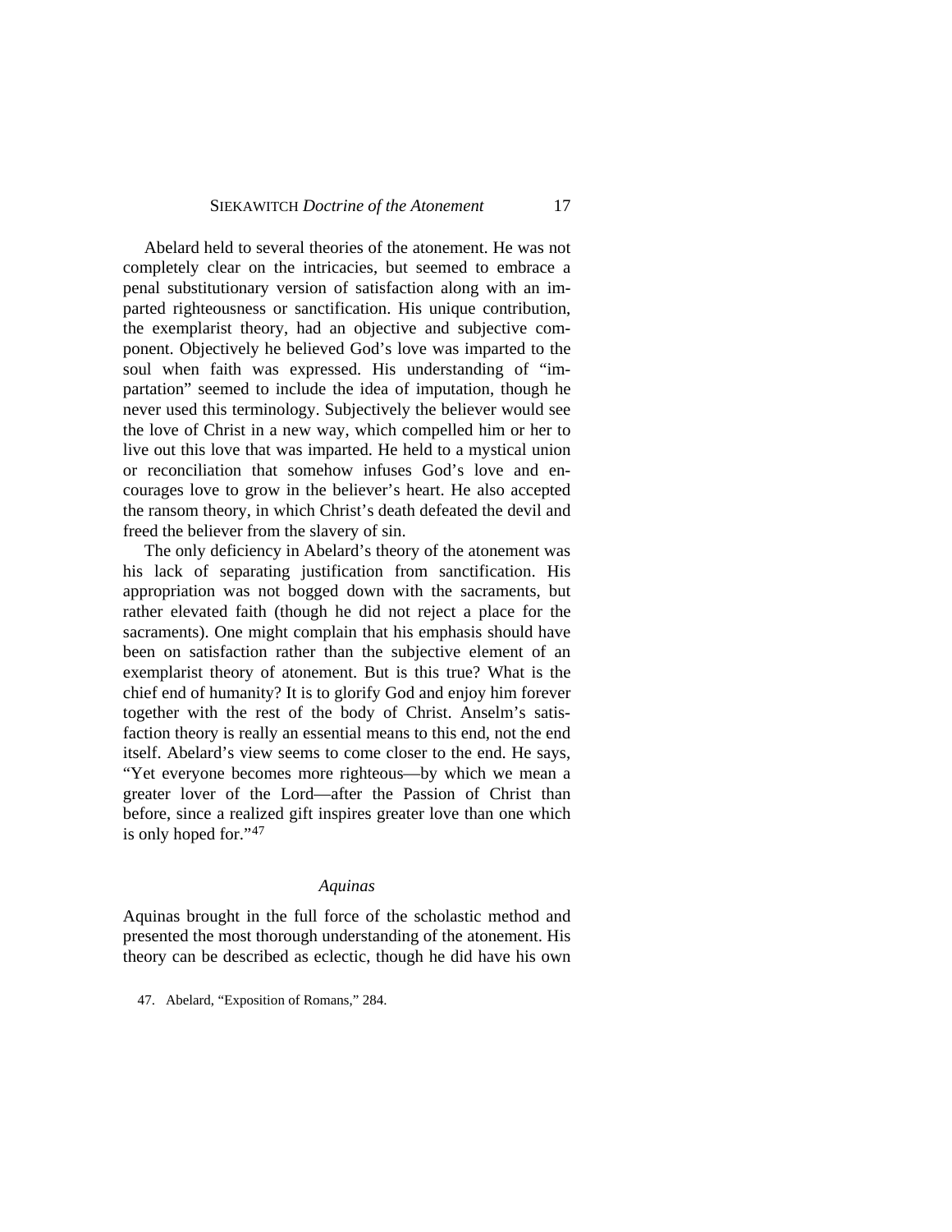Abelard held to several theories of the atonement. He was not completely clear on the intricacies, but seemed to embrace a penal substitutionary version of satisfaction along with an imparted righteousness or sanctification. His unique contribution, the exemplarist theory, had an objective and subjective component. Objectively he believed God's love was imparted to the soul when faith was expressed. His understanding of "impartation" seemed to include the idea of imputation, though he never used this terminology. Subjectively the believer would see the love of Christ in a new way, which compelled him or her to live out this love that was imparted. He held to a mystical union or reconciliation that somehow infuses God's love and encourages love to grow in the believer's heart. He also accepted the ransom theory, in which Christ's death defeated the devil and freed the believer from the slavery of sin.

The only deficiency in Abelard's theory of the atonement was his lack of separating justification from sanctification. His appropriation was not bogged down with the sacraments, but rather elevated faith (though he did not reject a place for the sacraments). One might complain that his emphasis should have been on satisfaction rather than the subjective element of an exemplarist theory of atonement. But is this true? What is the chief end of humanity? It is to glorify God and enjoy him forever together with the rest of the body of Christ. Anselm's satisfaction theory is really an essential means to this end, not the end itself. Abelard's view seems to come closer to the end. He says, "Yet everyone becomes more righteous—by which we mean a greater lover of the Lord—after the Passion of Christ than before, since a realized gift inspires greater love than one which is only hoped for."[47]

### *Aquinas*

Aquinas brought in the full force of the scholastic method and presented the most thorough understanding of the atonement. His theory can be described as eclectic, though he did have his own

47. Abelard, "Exposition of Romans," 284.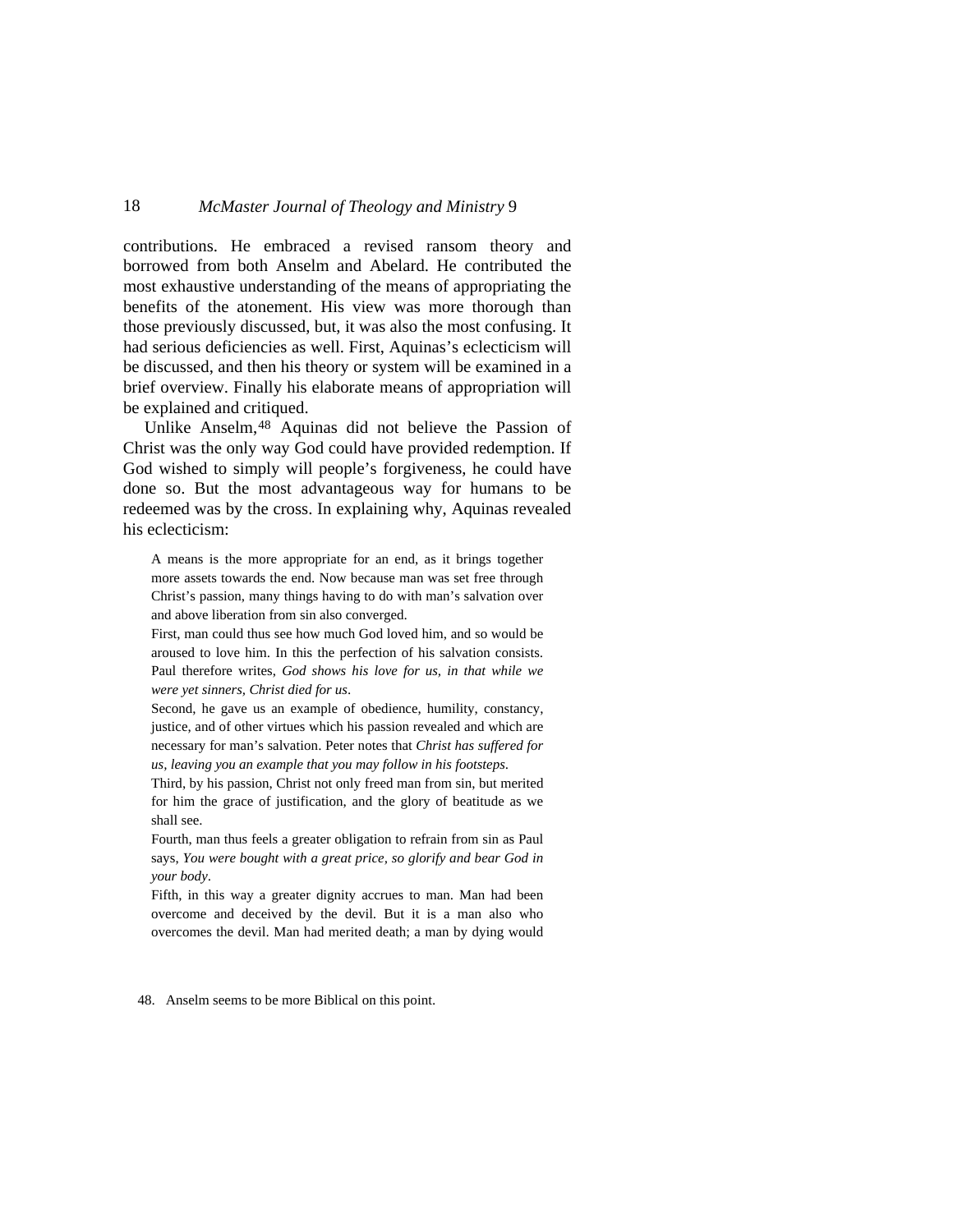contributions. He embraced a revised ransom theory and borrowed from both Anselm and Abelard. He contributed the most exhaustive understanding of the means of appropriating the benefits of the atonement. His view was more thorough than those previously discussed, but, it was also the most confusing. It had serious deficiencies as well. First, Aquinas's eclecticism will be discussed, and then his theory or system will be examined in a brief overview. Finally his elaborate means of appropriation will be explained and critiqued.

Unlike Anselm,[48] Aquinas did not believe the Passion of Christ was the only way God could have provided redemption. If God wished to simply will people's forgiveness, he could have done so. But the most advantageous way for humans to be redeemed was by the cross. In explaining why, Aquinas revealed his eclecticism:

> A means is the more appropriate for an end, as it brings together more assets towards the end. Now because man was set free through Christ's passion, many things having to do with man's salvation over and above liberation from sin also converged.
>
> First, man could thus see how much God loved him, and so would be aroused to love him. In this the perfection of his salvation consists. Paul therefore writes, *God shows his love for us, in that while we were yet sinners, Christ died for us*.
>
> Second, he gave us an example of obedience, humility, constancy, justice, and of other virtues which his passion revealed and which are necessary for man's salvation. Peter notes that *Christ has suffered for us, leaving you an example that you may follow in his footsteps*.
>
> Third, by his passion, Christ not only freed man from sin, but merited for him the grace of justification, and the glory of beatitude as we shall see.
>
> Fourth, man thus feels a greater obligation to refrain from sin as Paul says, *You were bought with a great price, so glorify and bear God in your body*.
>
> Fifth, in this way a greater dignity accrues to man. Man had been overcome and deceived by the devil. But it is a man also who overcomes the devil. Man had merited death; a man by dying would

48. Anselm seems to be more Biblical on this point.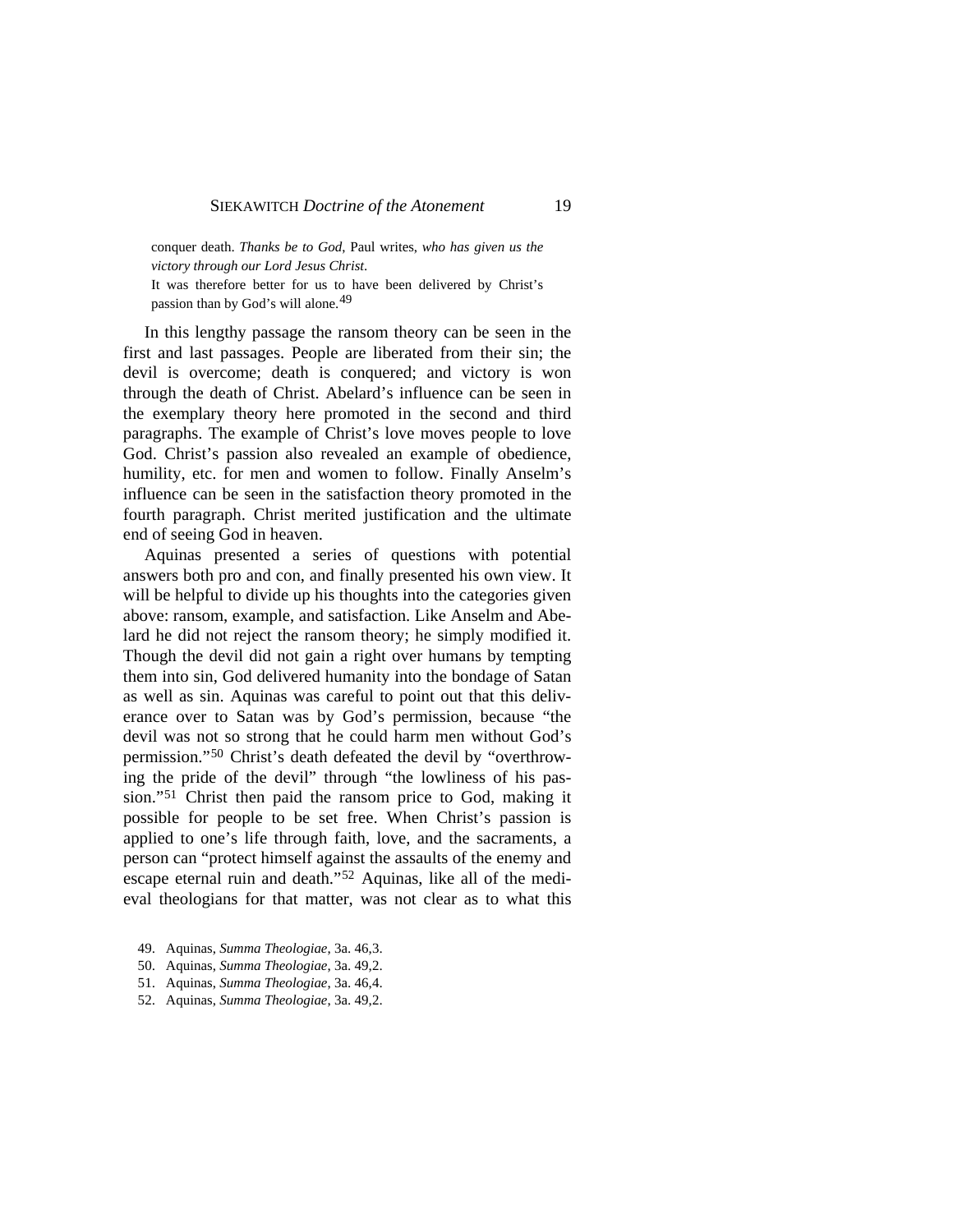conquer death. *Thanks be to God*, Paul writes, *who has given us the victory through our Lord Jesus Christ*.

It was therefore better for us to have been delivered by Christ's passion than by God's will alone.[49]

In this lengthy passage the ransom theory can be seen in the first and last passages. People are liberated from their sin; the devil is overcome; death is conquered; and victory is won through the death of Christ. Abelard's influence can be seen in the exemplary theory here promoted in the second and third paragraphs. The example of Christ's love moves people to love God. Christ's passion also revealed an example of obedience, humility, etc. for men and women to follow. Finally Anselm's influence can be seen in the satisfaction theory promoted in the fourth paragraph. Christ merited justification and the ultimate end of seeing God in heaven.

Aquinas presented a series of questions with potential answers both pro and con, and finally presented his own view. It will be helpful to divide up his thoughts into the categories given above: ransom, example, and satisfaction. Like Anselm and Abelard he did not reject the ransom theory; he simply modified it. Though the devil did not gain a right over humans by tempting them into sin, God delivered humanity into the bondage of Satan as well as sin. Aquinas was careful to point out that this deliverance over to Satan was by God's permission, because "the devil was not so strong that he could harm men without God's permission."[50] Christ's death defeated the devil by "overthrowing the pride of the devil" through "the lowliness of his passion."[51] Christ then paid the ransom price to God, making it possible for people to be set free. When Christ's passion is applied to one's life through faith, love, and the sacraments, a person can "protect himself against the assaults of the enemy and escape eternal ruin and death."[52] Aquinas, like all of the medieval theologians for that matter, was not clear as to what this

49. Aquinas, *Summa Theologiae*, 3a. 46,3.
50. Aquinas, *Summa Theologiae*, 3a. 49,2.
51. Aquinas, *Summa Theologiae*, 3a. 46,4.
52. Aquinas, *Summa Theologiae*, 3a. 49,2.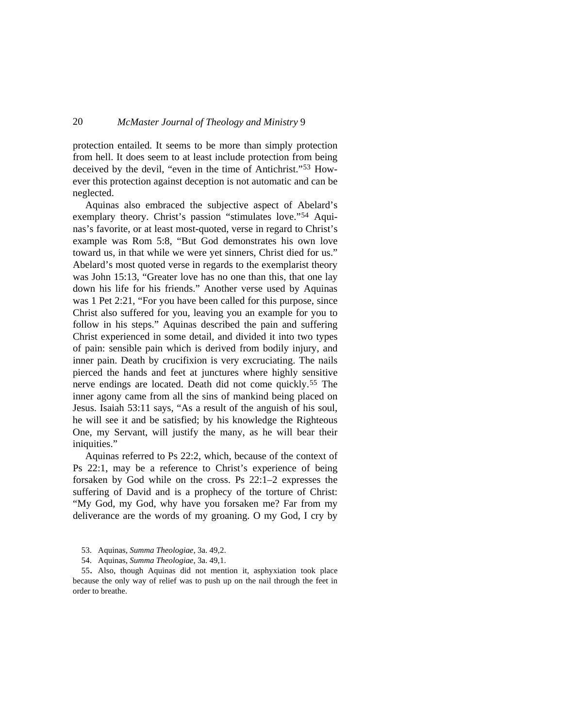protection entailed. It seems to be more than simply protection from hell. It does seem to at least include protection from being deceived by the devil, "even in the time of Antichrist."[53] However this protection against deception is not automatic and can be neglected.

Aquinas also embraced the subjective aspect of Abelard's exemplary theory. Christ's passion "stimulates love."[54] Aquinas's favorite, or at least most-quoted, verse in regard to Christ's example was Rom 5:8, "But God demonstrates his own love toward us, in that while we were yet sinners, Christ died for us." Abelard's most quoted verse in regards to the exemplarist theory was John 15:13, "Greater love has no one than this, that one lay down his life for his friends." Another verse used by Aquinas was 1 Pet 2:21, "For you have been called for this purpose, since Christ also suffered for you, leaving you an example for you to follow in his steps." Aquinas described the pain and suffering Christ experienced in some detail, and divided it into two types of pain: sensible pain which is derived from bodily injury, and inner pain. Death by crucifixion is very excruciating. The nails pierced the hands and feet at junctures where highly sensitive nerve endings are located. Death did not come quickly.[55] The inner agony came from all the sins of mankind being placed on Jesus. Isaiah 53:11 says, "As a result of the anguish of his soul, he will see it and be satisfied; by his knowledge the Righteous One, my Servant, will justify the many, as he will bear their iniquities."

Aquinas referred to Ps 22:2, which, because of the context of Ps 22:1, may be a reference to Christ's experience of being forsaken by God while on the cross. Ps 22:1–2 expresses the suffering of David and is a prophecy of the torture of Christ: "My God, my God, why have you forsaken me? Far from my deliverance are the words of my groaning. O my God, I cry by

53. Aquinas, *Summa Theologiae*, 3a. 49,2.

54. Aquinas, *Summa Theologiae*, 3a. 49,1.

55. Also, though Aquinas did not mention it, asphyxiation took place because the only way of relief was to push up on the nail through the feet in order to breathe.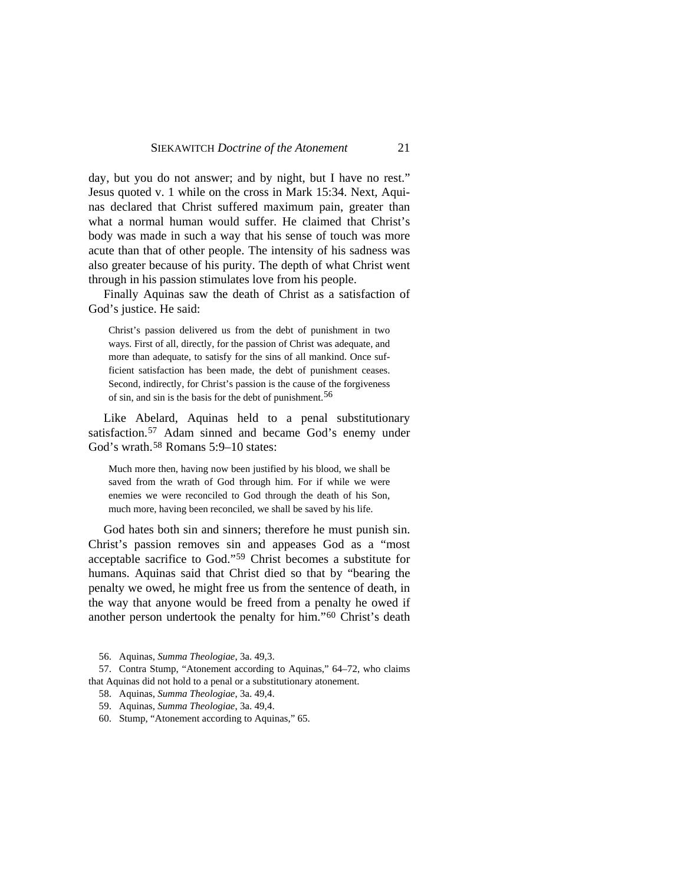day, but you do not answer; and by night, but I have no rest." Jesus quoted v. 1 while on the cross in Mark 15:34. Next, Aquinas declared that Christ suffered maximum pain, greater than what a normal human would suffer. He claimed that Christ's body was made in such a way that his sense of touch was more acute than that of other people. The intensity of his sadness was also greater because of his purity. The depth of what Christ went through in his passion stimulates love from his people.

Finally Aquinas saw the death of Christ as a satisfaction of God's justice. He said:

> Christ's passion delivered us from the debt of punishment in two ways. First of all, directly, for the passion of Christ was adequate, and more than adequate, to satisfy for the sins of all mankind. Once sufficient satisfaction has been made, the debt of punishment ceases. Second, indirectly, for Christ's passion is the cause of the forgiveness of sin, and sin is the basis for the debt of punishment.[56]

Like Abelard, Aquinas held to a penal substitutionary satisfaction.[57] Adam sinned and became God's enemy under God's wrath.[58] Romans 5:9–10 states:

> Much more then, having now been justified by his blood, we shall be saved from the wrath of God through him. For if while we were enemies we were reconciled to God through the death of his Son, much more, having been reconciled, we shall be saved by his life.

God hates both sin and sinners; therefore he must punish sin. Christ's passion removes sin and appeases God as a "most acceptable sacrifice to God."[59] Christ becomes a substitute for humans. Aquinas said that Christ died so that by "bearing the penalty we owed, he might free us from the sentence of death, in the way that anyone would be freed from a penalty he owed if another person undertook the penalty for him."[60] Christ's death

56. Aquinas, *Summa Theologiae*, 3a. 49,3.

57. Contra Stump, "Atonement according to Aquinas," 64–72, who claims that Aquinas did not hold to a penal or a substitutionary atonement.

58. Aquinas, *Summa Theologiae*, 3a. 49,4.

59. Aquinas, *Summa Theologiae*, 3a. 49,4.

60. Stump, "Atonement according to Aquinas," 65.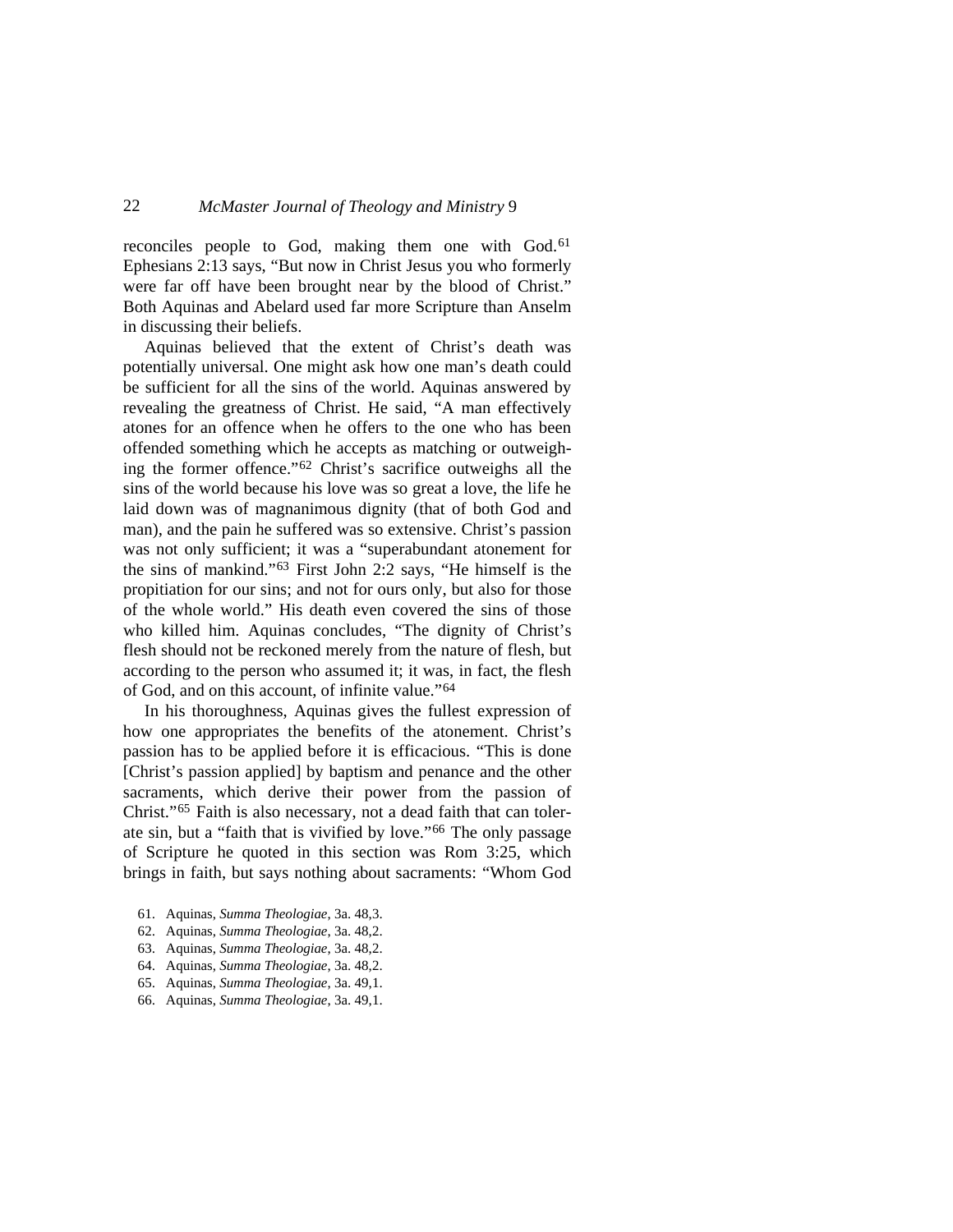reconciles people to God, making them one with God.[61] Ephesians 2:13 says, "But now in Christ Jesus you who formerly were far off have been brought near by the blood of Christ." Both Aquinas and Abelard used far more Scripture than Anselm in discussing their beliefs.

Aquinas believed that the extent of Christ's death was potentially universal. One might ask how one man's death could be sufficient for all the sins of the world. Aquinas answered by revealing the greatness of Christ. He said, "A man effectively atones for an offence when he offers to the one who has been offended something which he accepts as matching or outweighing the former offence."[62] Christ's sacrifice outweighs all the sins of the world because his love was so great a love, the life he laid down was of magnanimous dignity (that of both God and man), and the pain he suffered was so extensive. Christ's passion was not only sufficient; it was a "superabundant atonement for the sins of mankind."[63] First John 2:2 says, "He himself is the propitiation for our sins; and not for ours only, but also for those of the whole world." His death even covered the sins of those who killed him. Aquinas concludes, "The dignity of Christ's flesh should not be reckoned merely from the nature of flesh, but according to the person who assumed it; it was, in fact, the flesh of God, and on this account, of infinite value."[64]

In his thoroughness, Aquinas gives the fullest expression of how one appropriates the benefits of the atonement. Christ's passion has to be applied before it is efficacious. "This is done [Christ's passion applied] by baptism and penance and the other sacraments, which derive their power from the passion of Christ."[65] Faith is also necessary, not a dead faith that can tolerate sin, but a "faith that is vivified by love."[66] The only passage of Scripture he quoted in this section was Rom 3:25, which brings in faith, but says nothing about sacraments: "Whom God

61. Aquinas, *Summa Theologiae*, 3a. 48,3.
62. Aquinas, *Summa Theologiae*, 3a. 48,2.
63. Aquinas, *Summa Theologiae*, 3a. 48,2.
64. Aquinas, *Summa Theologiae*, 3a. 48,2.
65. Aquinas, *Summa Theologiae*, 3a. 49,1.
66. Aquinas, *Summa Theologiae*, 3a. 49,1.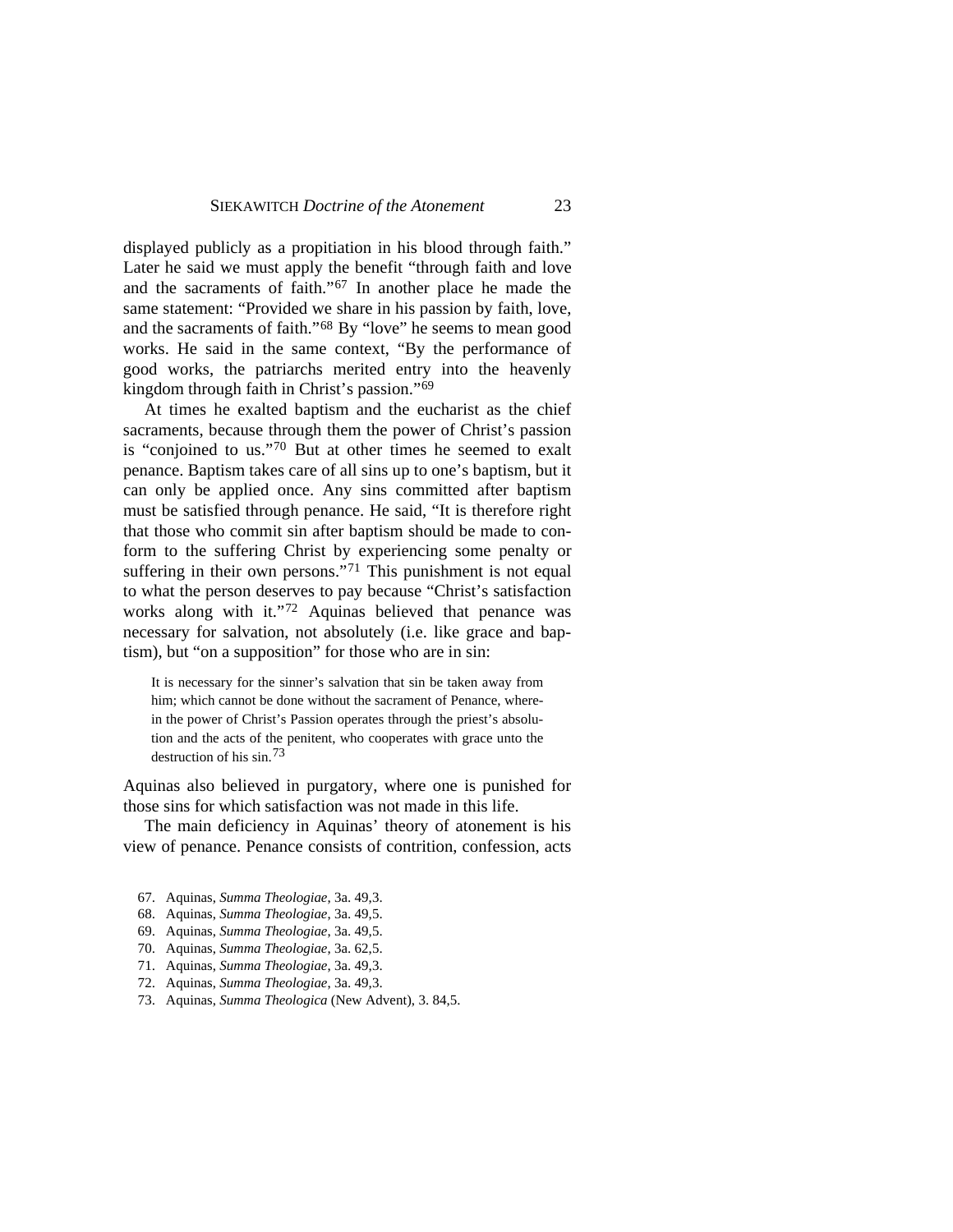displayed publicly as a propitiation in his blood through faith." Later he said we must apply the benefit "through faith and love and the sacraments of faith."[67] In another place he made the same statement: "Provided we share in his passion by faith, love, and the sacraments of faith."[68] By "love" he seems to mean good works. He said in the same context, "By the performance of good works, the patriarchs merited entry into the heavenly kingdom through faith in Christ's passion."[69]

At times he exalted baptism and the eucharist as the chief sacraments, because through them the power of Christ's passion is "conjoined to us."[70] But at other times he seemed to exalt penance. Baptism takes care of all sins up to one's baptism, but it can only be applied once. Any sins committed after baptism must be satisfied through penance. He said, "It is therefore right that those who commit sin after baptism should be made to conform to the suffering Christ by experiencing some penalty or suffering in their own persons."[71] This punishment is not equal to what the person deserves to pay because "Christ's satisfaction works along with it."[72] Aquinas believed that penance was necessary for salvation, not absolutely (i.e. like grace and baptism), but "on a supposition" for those who are in sin:

> It is necessary for the sinner's salvation that sin be taken away from him; which cannot be done without the sacrament of Penance, wherein the power of Christ's Passion operates through the priest's absolution and the acts of the penitent, who cooperates with grace unto the destruction of his sin.[73]

Aquinas also believed in purgatory, where one is punished for those sins for which satisfaction was not made in this life.

The main deficiency in Aquinas' theory of atonement is his view of penance. Penance consists of contrition, confession, acts

67. Aquinas, *Summa Theologiae*, 3a. 49,3.
68. Aquinas, *Summa Theologiae*, 3a. 49,5.
69. Aquinas, *Summa Theologiae*, 3a. 49,5.
70. Aquinas, *Summa Theologiae*, 3a. 62,5.
71. Aquinas, *Summa Theologiae*, 3a. 49,3.
72. Aquinas, *Summa Theologiae*, 3a. 49,3.
73. Aquinas, *Summa Theologica* (New Advent), 3. 84,5.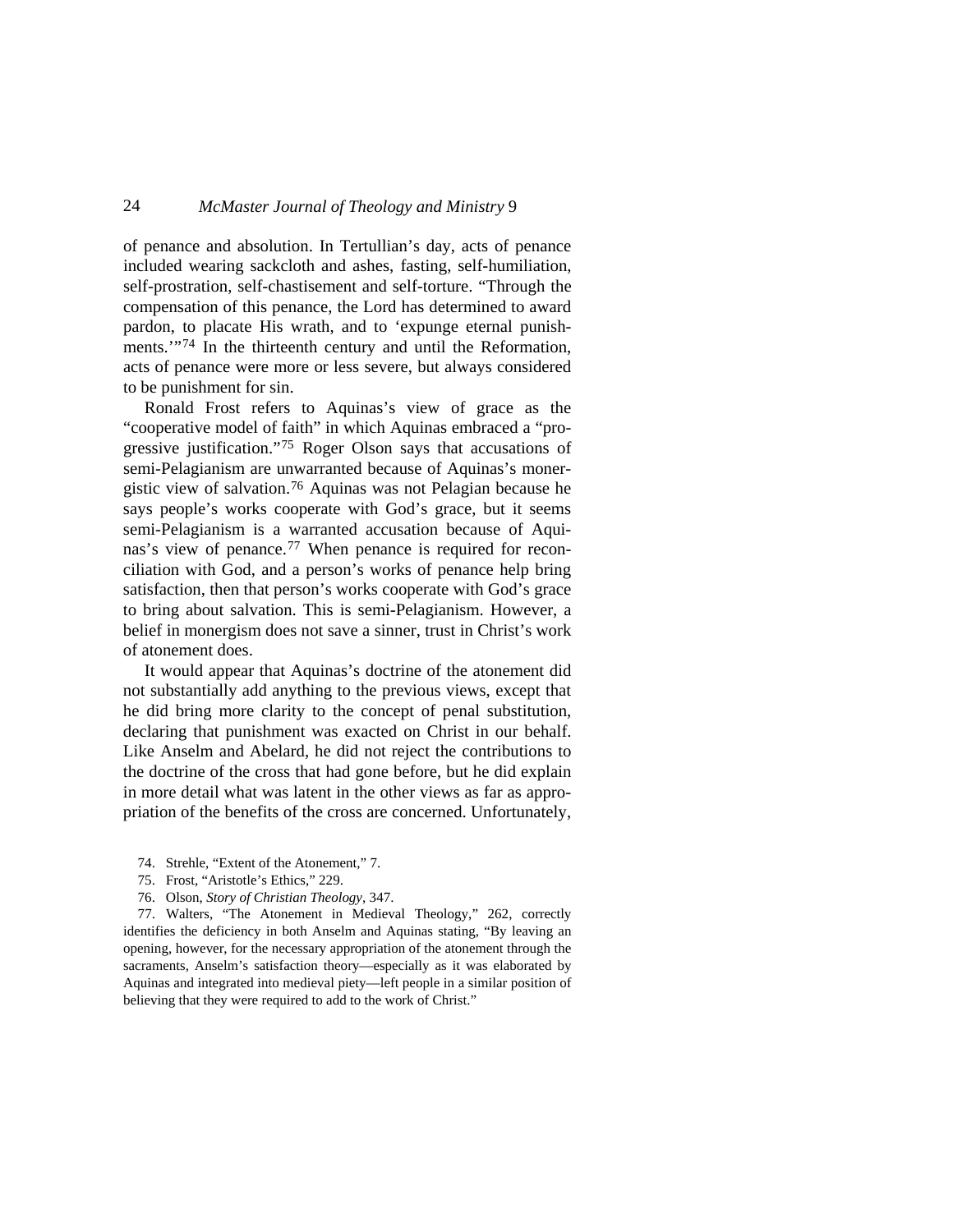of penance and absolution. In Tertullian's day, acts of penance included wearing sackcloth and ashes, fasting, self-humiliation, self-prostration, self-chastisement and self-torture. "Through the compensation of this penance, the Lord has determined to award pardon, to placate His wrath, and to 'expunge eternal punishments.'"[74] In the thirteenth century and until the Reformation, acts of penance were more or less severe, but always considered to be punishment for sin.

Ronald Frost refers to Aquinas's view of grace as the "cooperative model of faith" in which Aquinas embraced a "progressive justification."[75] Roger Olson says that accusations of semi-Pelagianism are unwarranted because of Aquinas's monergistic view of salvation.[76] Aquinas was not Pelagian because he says people's works cooperate with God's grace, but it seems semi-Pelagianism is a warranted accusation because of Aquinas's view of penance.[77] When penance is required for reconciliation with God, and a person's works of penance help bring satisfaction, then that person's works cooperate with God's grace to bring about salvation. This is semi-Pelagianism. However, a belief in monergism does not save a sinner, trust in Christ's work of atonement does.

It would appear that Aquinas's doctrine of the atonement did not substantially add anything to the previous views, except that he did bring more clarity to the concept of penal substitution, declaring that punishment was exacted on Christ in our behalf. Like Anselm and Abelard, he did not reject the contributions to the doctrine of the cross that had gone before, but he did explain in more detail what was latent in the other views as far as appropriation of the benefits of the cross are concerned. Unfortunately,

74. Strehle, "Extent of the Atonement," 7.

75. Frost, "Aristotle's Ethics," 229.

76. Olson, *Story of Christian Theology*, 347.

77. Walters, "The Atonement in Medieval Theology," 262, correctly identifies the deficiency in both Anselm and Aquinas stating, "By leaving an opening, however, for the necessary appropriation of the atonement through the sacraments, Anselm's satisfaction theory—especially as it was elaborated by Aquinas and integrated into medieval piety—left people in a similar position of believing that they were required to add to the work of Christ."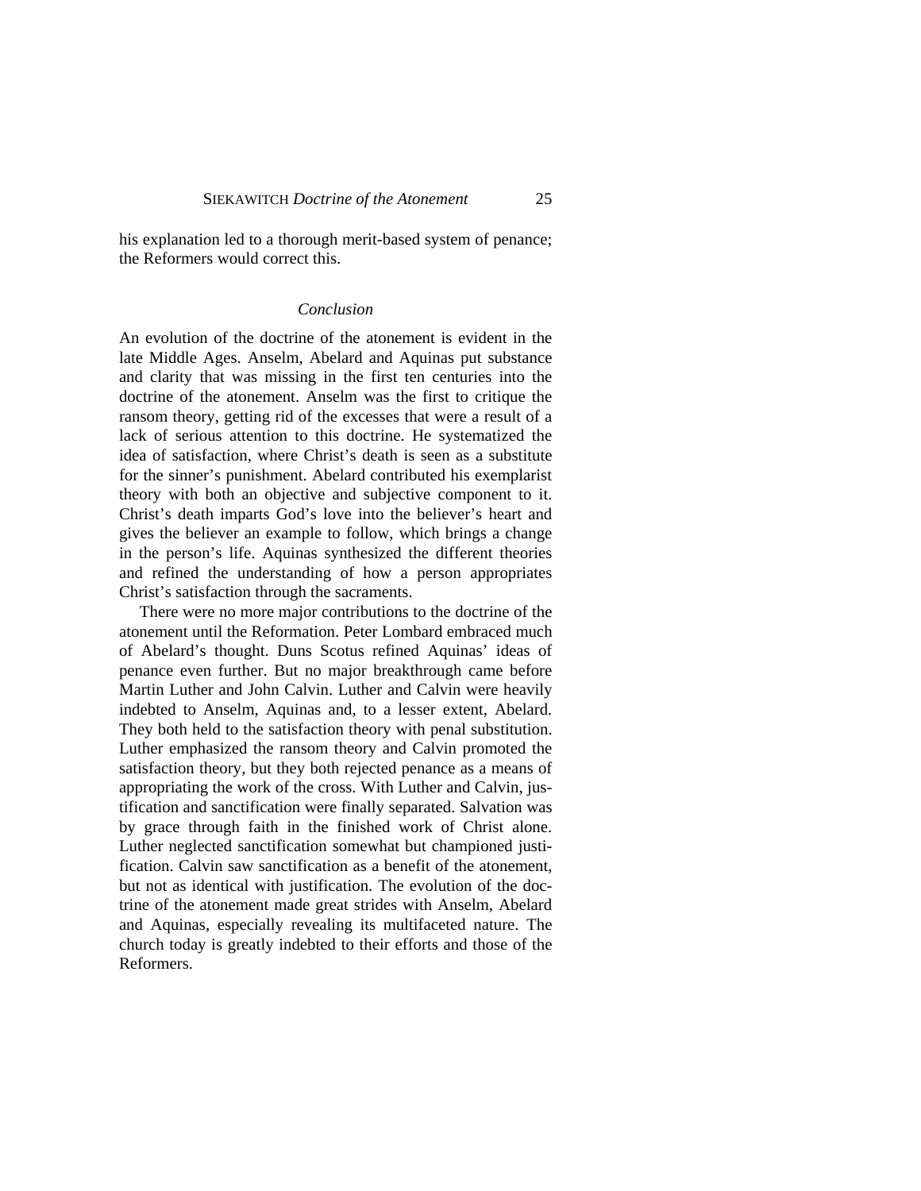his explanation led to a thorough merit-based system of penance; the Reformers would correct this.

## *Conclusion*

An evolution of the doctrine of the atonement is evident in the late Middle Ages. Anselm, Abelard and Aquinas put substance and clarity that was missing in the first ten centuries into the doctrine of the atonement. Anselm was the first to critique the ransom theory, getting rid of the excesses that were a result of a lack of serious attention to this doctrine. He systematized the idea of satisfaction, where Christ's death is seen as a substitute for the sinner's punishment. Abelard contributed his exemplarist theory with both an objective and subjective component to it. Christ's death imparts God's love into the believer's heart and gives the believer an example to follow, which brings a change in the person's life. Aquinas synthesized the different theories and refined the understanding of how a person appropriates Christ's satisfaction through the sacraments.

There were no more major contributions to the doctrine of the atonement until the Reformation. Peter Lombard embraced much of Abelard's thought. Duns Scotus refined Aquinas' ideas of penance even further. But no major breakthrough came before Martin Luther and John Calvin. Luther and Calvin were heavily indebted to Anselm, Aquinas and, to a lesser extent, Abelard. They both held to the satisfaction theory with penal substitution. Luther emphasized the ransom theory and Calvin promoted the satisfaction theory, but they both rejected penance as a means of appropriating the work of the cross. With Luther and Calvin, justification and sanctification were finally separated. Salvation was by grace through faith in the finished work of Christ alone. Luther neglected sanctification somewhat but championed justification. Calvin saw sanctification as a benefit of the atonement, but not as identical with justification. The evolution of the doctrine of the atonement made great strides with Anselm, Abelard and Aquinas, especially revealing its multifaceted nature. The church today is greatly indebted to their efforts and those of the Reformers.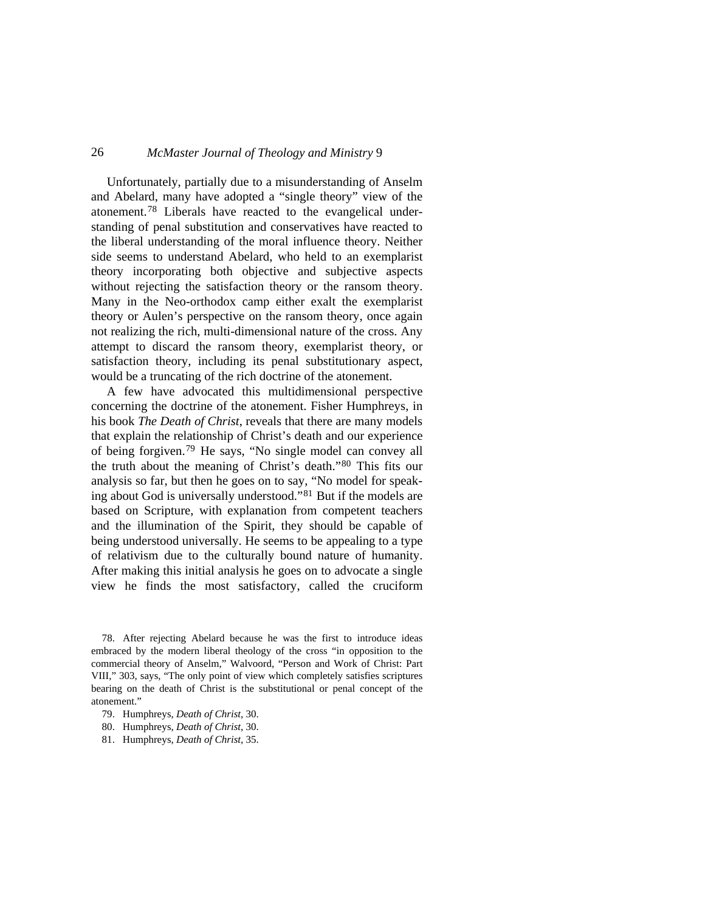Unfortunately, partially due to a misunderstanding of Anselm and Abelard, many have adopted a "single theory" view of the atonement.[78] Liberals have reacted to the evangelical understanding of penal substitution and conservatives have reacted to the liberal understanding of the moral influence theory. Neither side seems to understand Abelard, who held to an exemplarist theory incorporating both objective and subjective aspects without rejecting the satisfaction theory or the ransom theory. Many in the Neo-orthodox camp either exalt the exemplarist theory or Aulen's perspective on the ransom theory, once again not realizing the rich, multi-dimensional nature of the cross. Any attempt to discard the ransom theory, exemplarist theory, or satisfaction theory, including its penal substitutionary aspect, would be a truncating of the rich doctrine of the atonement.

A few have advocated this multidimensional perspective concerning the doctrine of the atonement. Fisher Humphreys, in his book *The Death of Christ*, reveals that there are many models that explain the relationship of Christ's death and our experience of being forgiven.[79] He says, "No single model can convey all the truth about the meaning of Christ's death."[80] This fits our analysis so far, but then he goes on to say, "No model for speaking about God is universally understood."[81] But if the models are based on Scripture, with explanation from competent teachers and the illumination of the Spirit, they should be capable of being understood universally. He seems to be appealing to a type of relativism due to the culturally bound nature of humanity. After making this initial analysis he goes on to advocate a single view he finds the most satisfactory, called the cruciform

78. After rejecting Abelard because he was the first to introduce ideas embraced by the modern liberal theology of the cross "in opposition to the commercial theory of Anselm," Walvoord, "Person and Work of Christ: Part VIII," 303, says, "The only point of view which completely satisfies scriptures bearing on the death of Christ is the substitutional or penal concept of the atonement."

79. Humphreys, *Death of Christ*, 30.

80. Humphreys, *Death of Christ*, 30.

81. Humphreys, *Death of Christ*, 35.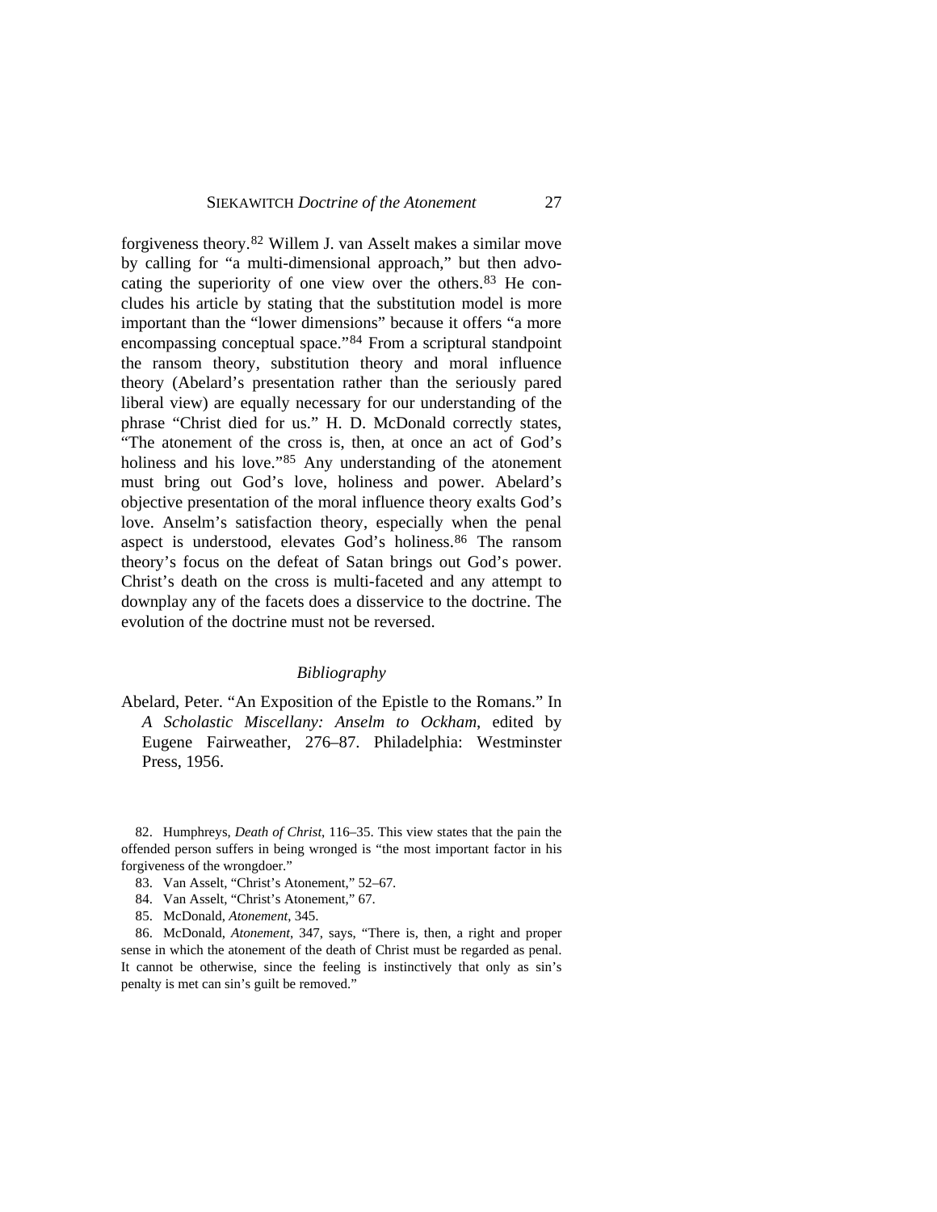forgiveness theory.[82] Willem J. van Asselt makes a similar move by calling for "a multi-dimensional approach," but then advocating the superiority of one view over the others.[83] He concludes his article by stating that the substitution model is more important than the "lower dimensions" because it offers "a more encompassing conceptual space."[84] From a scriptural standpoint the ransom theory, substitution theory and moral influence theory (Abelard's presentation rather than the seriously pared liberal view) are equally necessary for our understanding of the phrase "Christ died for us." H. D. McDonald correctly states, "The atonement of the cross is, then, at once an act of God's holiness and his love."[85] Any understanding of the atonement must bring out God's love, holiness and power. Abelard's objective presentation of the moral influence theory exalts God's love. Anselm's satisfaction theory, especially when the penal aspect is understood, elevates God's holiness.[86] The ransom theory's focus on the defeat of Satan brings out God's power. Christ's death on the cross is multi-faceted and any attempt to downplay any of the facets does a disservice to the doctrine. The evolution of the doctrine must not be reversed.

## *Bibliography*

Abelard, Peter. "An Exposition of the Epistle to the Romans." In *A Scholastic Miscellany: Anselm to Ockham*, edited by Eugene Fairweather, 276–87. Philadelphia: Westminster Press, 1956.

82. Humphreys, *Death of Christ*, 116–35. This view states that the pain the offended person suffers in being wronged is "the most important factor in his forgiveness of the wrongdoer."

83. Van Asselt, "Christ's Atonement," 52–67.

84. Van Asselt, "Christ's Atonement," 67.

85. McDonald, *Atonement*, 345.

86. McDonald, *Atonement*, 347, says, "There is, then, a right and proper sense in which the atonement of the death of Christ must be regarded as penal. It cannot be otherwise, since the feeling is instinctively that only as sin's penalty is met can sin's guilt be removed."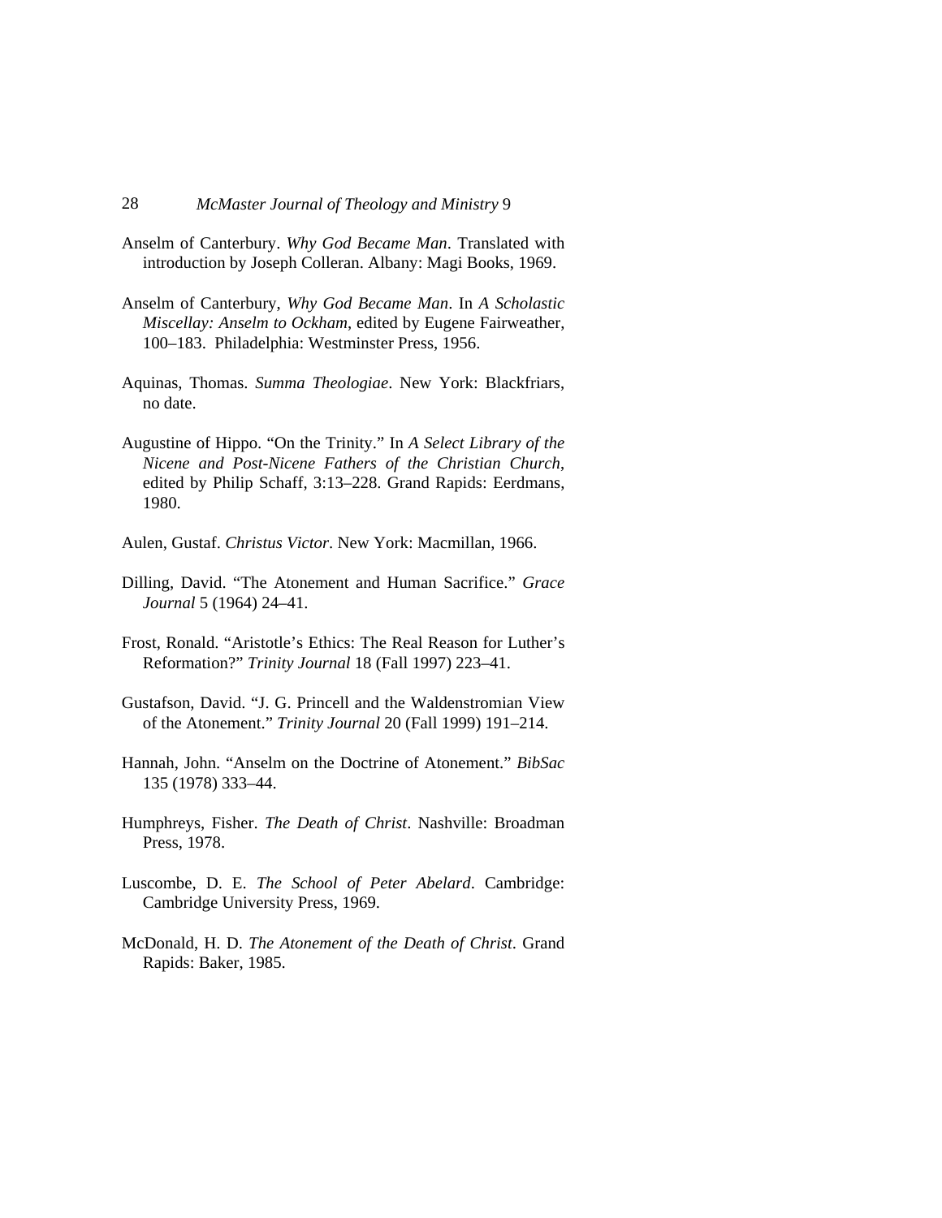Anselm of Canterbury. *Why God Became Man*. Translated with introduction by Joseph Colleran. Albany: Magi Books, 1969.

Anselm of Canterbury, *Why God Became Man*. In *A Scholastic Miscellay: Anselm to Ockham*, edited by Eugene Fairweather, 100–183. Philadelphia: Westminster Press, 1956.

Aquinas, Thomas. *Summa Theologiae*. New York: Blackfriars, no date.

Augustine of Hippo. "On the Trinity." In *A Select Library of the Nicene and Post-Nicene Fathers of the Christian Church*, edited by Philip Schaff, 3:13–228. Grand Rapids: Eerdmans, 1980.

Aulen, Gustaf. *Christus Victor*. New York: Macmillan, 1966.

Dilling, David. "The Atonement and Human Sacrifice." *Grace Journal* 5 (1964) 24–41.

Frost, Ronald. "Aristotle's Ethics: The Real Reason for Luther's Reformation?" *Trinity Journal* 18 (Fall 1997) 223–41.

Gustafson, David. "J. G. Princell and the Waldenstromian View of the Atonement." *Trinity Journal* 20 (Fall 1999) 191–214.

Hannah, John. "Anselm on the Doctrine of Atonement." *BibSac* 135 (1978) 333–44.

Humphreys, Fisher. *The Death of Christ*. Nashville: Broadman Press, 1978.

Luscombe, D. E. *The School of Peter Abelard*. Cambridge: Cambridge University Press, 1969.

McDonald, H. D. *The Atonement of the Death of Christ*. Grand Rapids: Baker, 1985.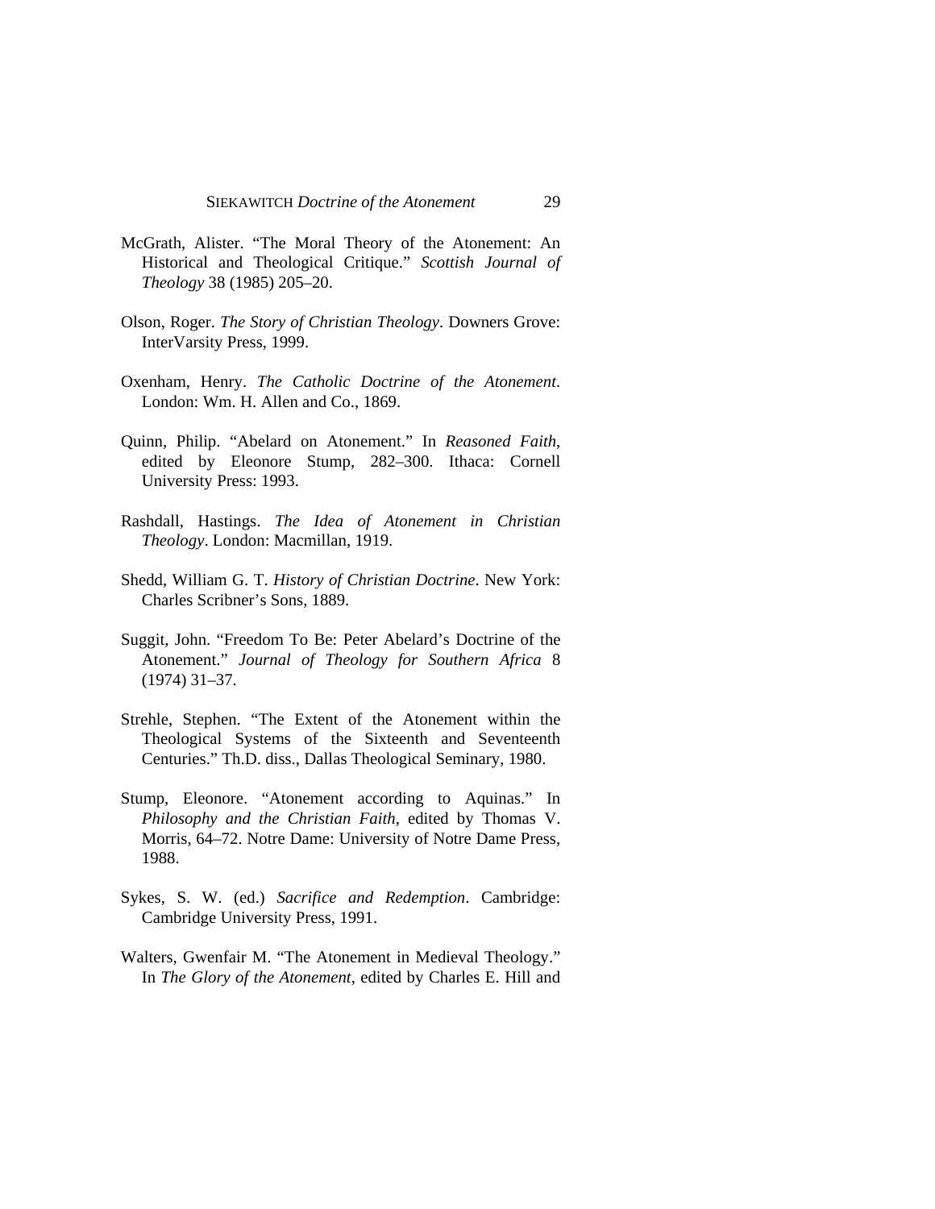McGrath, Alister. “The Moral Theory of the Atonement: An Historical and Theological Critique.” *Scottish Journal of Theology* 38 (1985) 205–20.

Olson, Roger. *The Story of Christian Theology*. Downers Grove: InterVarsity Press, 1999.

Oxenham, Henry. *The Catholic Doctrine of the Atonement*. London: Wm. H. Allen and Co., 1869.

Quinn, Philip. “Abelard on Atonement.” In *Reasoned Faith*, edited by Eleonore Stump, 282–300. Ithaca: Cornell University Press: 1993.

Rashdall, Hastings. *The Idea of Atonement in Christian Theology*. London: Macmillan, 1919.

Shedd, William G. T. *History of Christian Doctrine*. New York: Charles Scribner’s Sons, 1889.

Suggit, John. “Freedom To Be: Peter Abelard’s Doctrine of the Atonement.” *Journal of Theology for Southern Africa* 8 (1974) 31–37.

Strehle, Stephen. “The Extent of the Atonement within the Theological Systems of the Sixteenth and Seventeenth Centuries.” Th.D. diss., Dallas Theological Seminary, 1980.

Stump, Eleonore. “Atonement according to Aquinas.” In *Philosophy and the Christian Faith*, edited by Thomas V. Morris, 64–72. Notre Dame: University of Notre Dame Press, 1988.

Sykes, S. W. (ed.) *Sacrifice and Redemption*. Cambridge: Cambridge University Press, 1991.

Walters, Gwenfair M. “The Atonement in Medieval Theology.” In *The Glory of the Atonement*, edited by Charles E. Hill and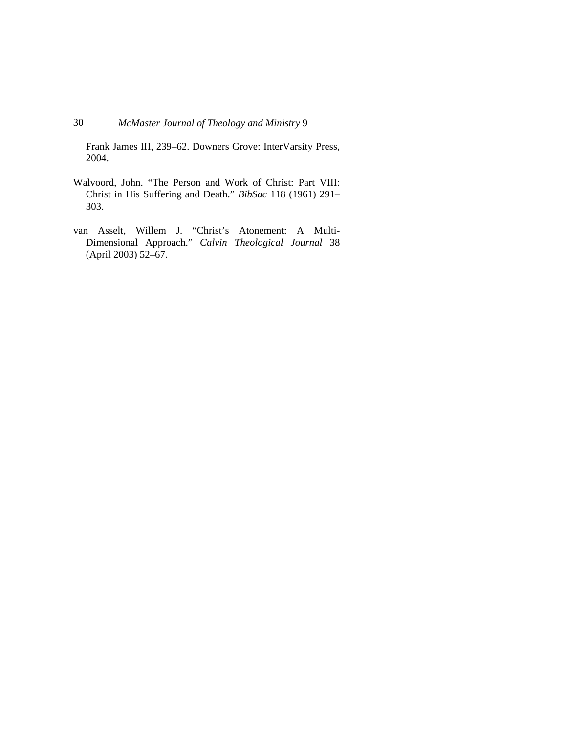Frank James III, 239–62. Downers Grove: InterVarsity Press, 2004.

Walvoord, John. "The Person and Work of Christ: Part VIII: Christ in His Suffering and Death." *BibSac* 118 (1961) 291–303.

van Asselt, Willem J. "Christ's Atonement: A Multi-Dimensional Approach." *Calvin Theological Journal* 38 (April 2003) 52–67.